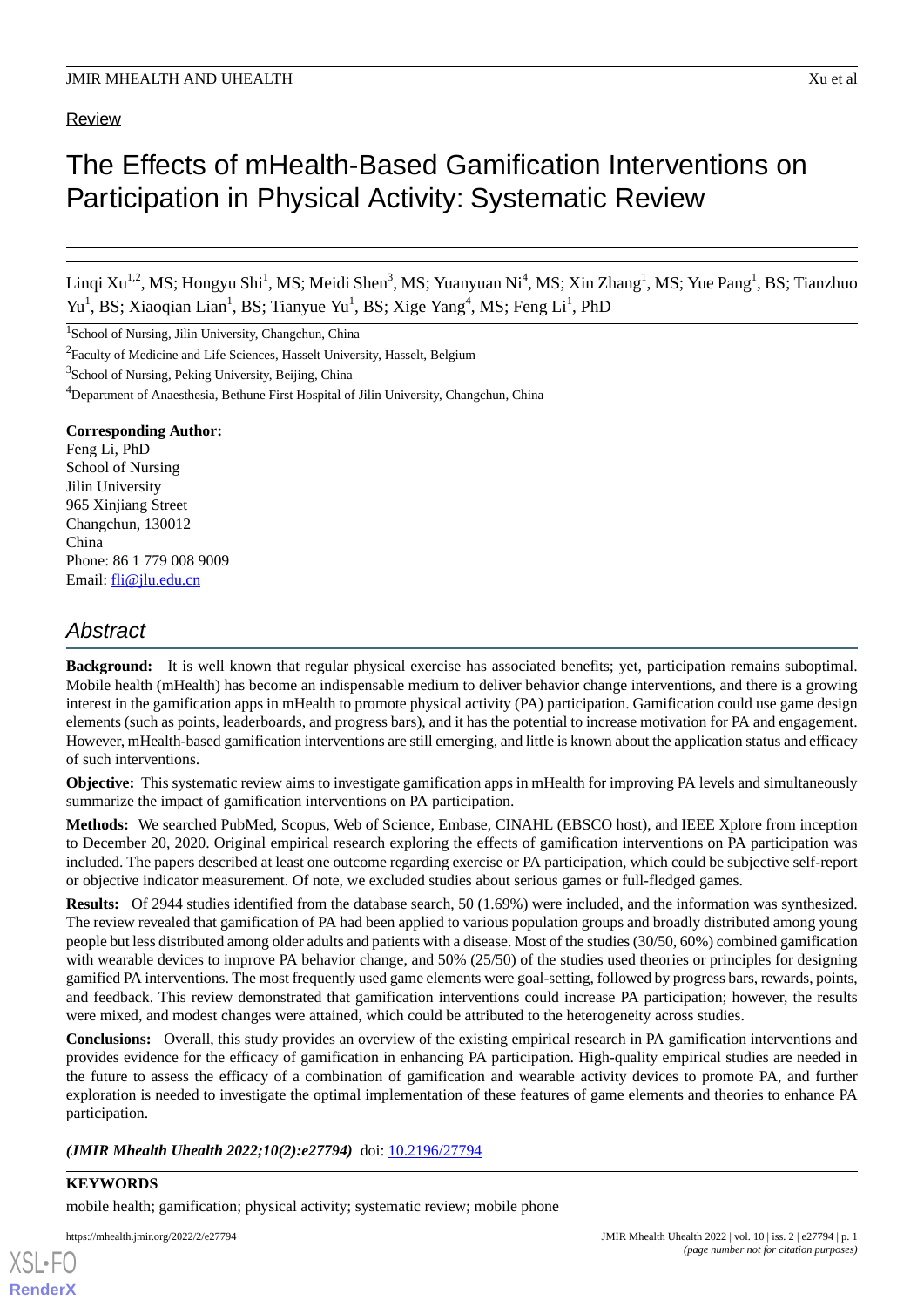Review

# The Effects of mHealth-Based Gamification Interventions on Participation in Physical Activity: Systematic Review

Linqi Xu[1,2], MS; Hongyu Shi[1], MS; Meidi Shen[3], MS; Yuanyuan Ni[4], MS; Xin Zhang[1], MS; Yue Pang[1], BS; Tianzhuo Yu[1], BS; Xiaoqian Lian[1], BS; Tianyue Yu[1], BS; Xige Yang[4], MS; Feng Li[1], PhD

[1]School of Nursing, Jilin University, Changchun, China

[2]Faculty of Medicine and Life Sciences, Hasselt University, Hasselt, Belgium

[3]School of Nursing, Peking University, Beijing, China

[4]Department of Anaesthesia, Bethune First Hospital of Jilin University, Changchun, China

**Corresponding Author:**
Feng Li, PhD
School of Nursing
Jilin University
965 Xinjiang Street
Changchun, 130012
China
Phone: 86 1 779 008 9009
Email: fli@jlu.edu.cn

## Abstract

**Background:** It is well known that regular physical exercise has associated benefits; yet, participation remains suboptimal. Mobile health (mHealth) has become an indispensable medium to deliver behavior change interventions, and there is a growing interest in the gamification apps in mHealth to promote physical activity (PA) participation. Gamification could use game design elements (such as points, leaderboards, and progress bars), and it has the potential to increase motivation for PA and engagement. However, mHealth-based gamification interventions are still emerging, and little is known about the application status and efficacy of such interventions.

**Objective:** This systematic review aims to investigate gamification apps in mHealth for improving PA levels and simultaneously summarize the impact of gamification interventions on PA participation.

**Methods:** We searched PubMed, Scopus, Web of Science, Embase, CINAHL (EBSCO host), and IEEE Xplore from inception to December 20, 2020. Original empirical research exploring the effects of gamification interventions on PA participation was included. The papers described at least one outcome regarding exercise or PA participation, which could be subjective self-report or objective indicator measurement. Of note, we excluded studies about serious games or full-fledged games.

**Results:** Of 2944 studies identified from the database search, 50 (1.69%) were included, and the information was synthesized. The review revealed that gamification of PA had been applied to various population groups and broadly distributed among young people but less distributed among older adults and patients with a disease. Most of the studies (30/50, 60%) combined gamification with wearable devices to improve PA behavior change, and 50% (25/50) of the studies used theories or principles for designing gamified PA interventions. The most frequently used game elements were goal-setting, followed by progress bars, rewards, points, and feedback. This review demonstrated that gamification interventions could increase PA participation; however, the results were mixed, and modest changes were attained, which could be attributed to the heterogeneity across studies.

**Conclusions:** Overall, this study provides an overview of the existing empirical research in PA gamification interventions and provides evidence for the efficacy of gamification in enhancing PA participation. High-quality empirical studies are needed in the future to assess the efficacy of a combination of gamification and wearable activity devices to promote PA, and further exploration is needed to investigate the optimal implementation of these features of game elements and theories to enhance PA participation.

***(JMIR Mhealth Uhealth 2022;10(2):e27794)*** doi: 10.2196/27794

**KEYWORDS**

mobile health; gamification; physical activity; systematic review; mobile phone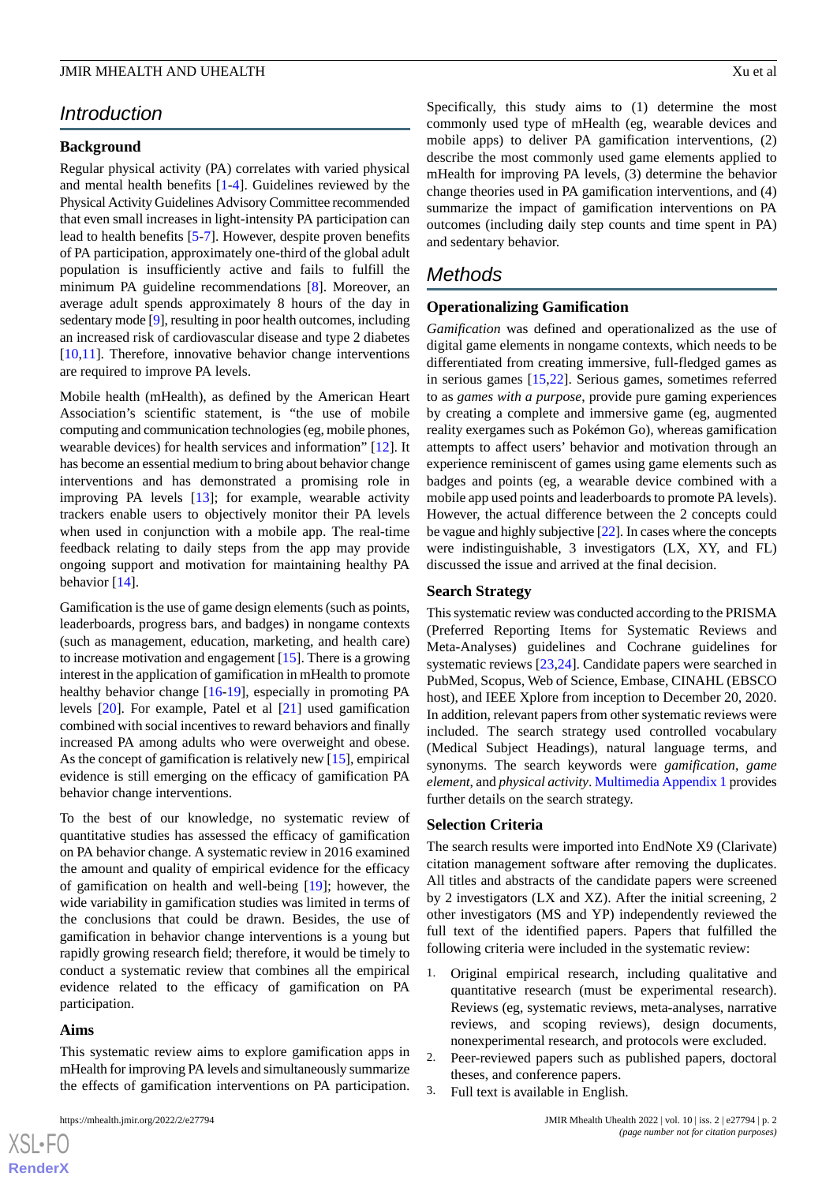## Introduction

### Background

Regular physical activity (PA) correlates with varied physical and mental health benefits [1-4]. Guidelines reviewed by the Physical Activity Guidelines Advisory Committee recommended that even small increases in light-intensity PA participation can lead to health benefits [5-7]. However, despite proven benefits of PA participation, approximately one-third of the global adult population is insufficiently active and fails to fulfill the minimum PA guideline recommendations [8]. Moreover, an average adult spends approximately 8 hours of the day in sedentary mode [9], resulting in poor health outcomes, including an increased risk of cardiovascular disease and type 2 diabetes [10,11]. Therefore, innovative behavior change interventions are required to improve PA levels.

Mobile health (mHealth), as defined by the American Heart Association's scientific statement, is "the use of mobile computing and communication technologies (eg, mobile phones, wearable devices) for health services and information" [12]. It has become an essential medium to bring about behavior change interventions and has demonstrated a promising role in improving PA levels [13]; for example, wearable activity trackers enable users to objectively monitor their PA levels when used in conjunction with a mobile app. The real-time feedback relating to daily steps from the app may provide ongoing support and motivation for maintaining healthy PA behavior [14].

Gamification is the use of game design elements (such as points, leaderboards, progress bars, and badges) in nongame contexts (such as management, education, marketing, and health care) to increase motivation and engagement [15]. There is a growing interest in the application of gamification in mHealth to promote healthy behavior change [16-19], especially in promoting PA levels [20]. For example, Patel et al [21] used gamification combined with social incentives to reward behaviors and finally increased PA among adults who were overweight and obese. As the concept of gamification is relatively new [15], empirical evidence is still emerging on the efficacy of gamification PA behavior change interventions.

To the best of our knowledge, no systematic review of quantitative studies has assessed the efficacy of gamification on PA behavior change. A systematic review in 2016 examined the amount and quality of empirical evidence for the efficacy of gamification on health and well-being [19]; however, the wide variability in gamification studies was limited in terms of the conclusions that could be drawn. Besides, the use of gamification in behavior change interventions is a young but rapidly growing research field; therefore, it would be timely to conduct a systematic review that combines all the empirical evidence related to the efficacy of gamification on PA participation.

### Aims

This systematic review aims to explore gamification apps in mHealth for improving PA levels and simultaneously summarize the effects of gamification interventions on PA participation. Specifically, this study aims to (1) determine the most commonly used type of mHealth (eg, wearable devices and mobile apps) to deliver PA gamification interventions, (2) describe the most commonly used game elements applied to mHealth for improving PA levels, (3) determine the behavior change theories used in PA gamification interventions, and (4) summarize the impact of gamification interventions on PA outcomes (including daily step counts and time spent in PA) and sedentary behavior.

## Methods

### Operationalizing Gamification

*Gamification* was defined and operationalized as the use of digital game elements in nongame contexts, which needs to be differentiated from creating immersive, full-fledged games as in serious games [15,22]. Serious games, sometimes referred to as *games with a purpose*, provide pure gaming experiences by creating a complete and immersive game (eg, augmented reality exergames such as Pokémon Go), whereas gamification attempts to affect users' behavior and motivation through an experience reminiscent of games using game elements such as badges and points (eg, a wearable device combined with a mobile app used points and leaderboards to promote PA levels). However, the actual difference between the 2 concepts could be vague and highly subjective [22]. In cases where the concepts were indistinguishable, 3 investigators (LX, XY, and FL) discussed the issue and arrived at the final decision.

### Search Strategy

This systematic review was conducted according to the PRISMA (Preferred Reporting Items for Systematic Reviews and Meta-Analyses) guidelines and Cochrane guidelines for systematic reviews [23,24]. Candidate papers were searched in PubMed, Scopus, Web of Science, Embase, CINAHL (EBSCO host), and IEEE Xplore from inception to December 20, 2020. In addition, relevant papers from other systematic reviews were included. The search strategy used controlled vocabulary (Medical Subject Headings), natural language terms, and synonyms. The search keywords were *gamification*, *game element*, and *physical activity*. Multimedia Appendix 1 provides further details on the search strategy.

### Selection Criteria

The search results were imported into EndNote X9 (Clarivate) citation management software after removing the duplicates. All titles and abstracts of the candidate papers were screened by 2 investigators (LX and XZ). After the initial screening, 2 other investigators (MS and YP) independently reviewed the full text of the identified papers. Papers that fulfilled the following criteria were included in the systematic review:

1. Original empirical research, including qualitative and quantitative research (must be experimental research). Reviews (eg, systematic reviews, meta-analyses, narrative reviews, and scoping reviews), design documents, nonexperimental research, and protocols were excluded.
2. Peer-reviewed papers such as published papers, doctoral theses, and conference papers.
3. Full text is available in English.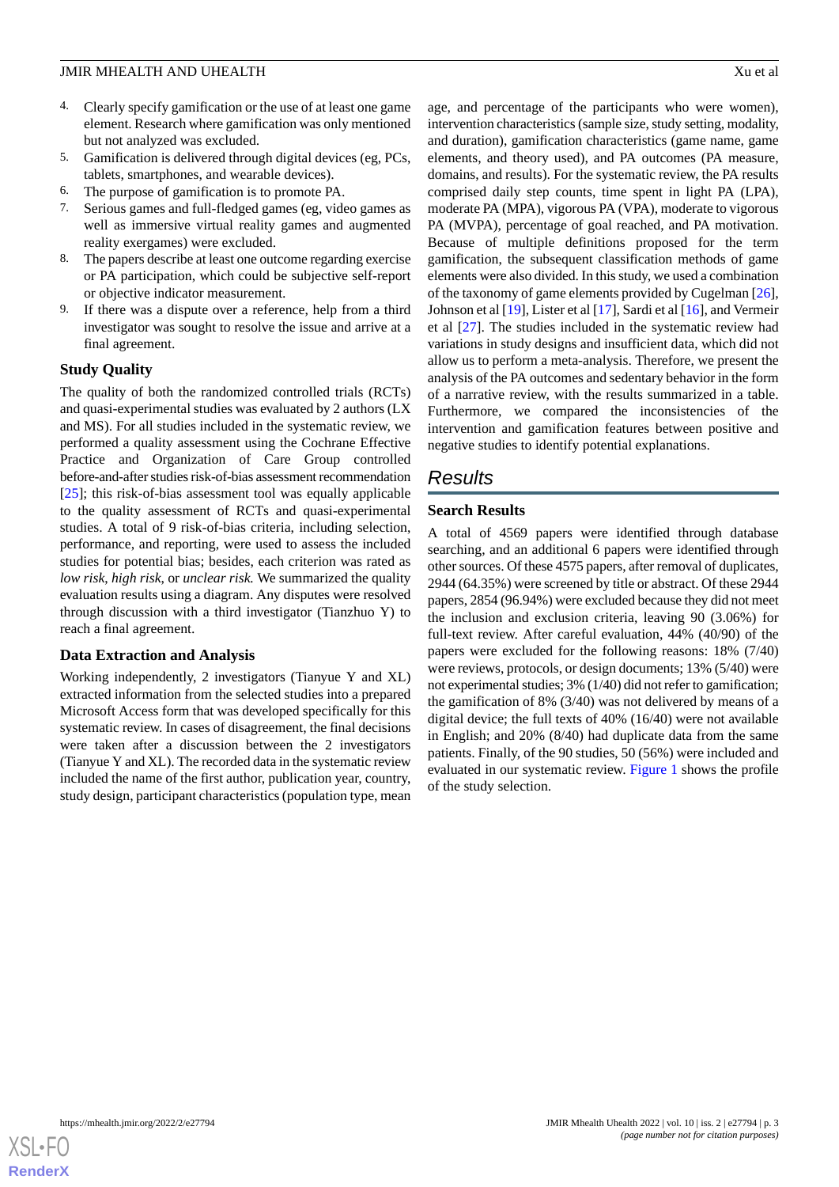4. Clearly specify gamification or the use of at least one game element. Research where gamification was only mentioned but not analyzed was excluded.
5. Gamification is delivered through digital devices (eg, PCs, tablets, smartphones, and wearable devices).
6. The purpose of gamification is to promote PA.
7. Serious games and full-fledged games (eg, video games as well as immersive virtual reality games and augmented reality exergames) were excluded.
8. The papers describe at least one outcome regarding exercise or PA participation, which could be subjective self-report or objective indicator measurement.
9. If there was a dispute over a reference, help from a third investigator was sought to resolve the issue and arrive at a final agreement.

### Study Quality

The quality of both the randomized controlled trials (RCTs) and quasi-experimental studies was evaluated by 2 authors (LX and MS). For all studies included in the systematic review, we performed a quality assessment using the Cochrane Effective Practice and Organization of Care Group controlled before-and-after studies risk-of-bias assessment recommendation [25]; this risk-of-bias assessment tool was equally applicable to the quality assessment of RCTs and quasi-experimental studies. A total of 9 risk-of-bias criteria, including selection, performance, and reporting, were used to assess the included studies for potential bias; besides, each criterion was rated as *low risk*, *high risk*, or *unclear risk.* We summarized the quality evaluation results using a diagram. Any disputes were resolved through discussion with a third investigator (Tianzhuo Y) to reach a final agreement.

### Data Extraction and Analysis

Working independently, 2 investigators (Tianyue Y and XL) extracted information from the selected studies into a prepared Microsoft Access form that was developed specifically for this systematic review. In cases of disagreement, the final decisions were taken after a discussion between the 2 investigators (Tianyue Y and XL). The recorded data in the systematic review included the name of the first author, publication year, country, study design, participant characteristics (population type, mean age, and percentage of the participants who were women), intervention characteristics (sample size, study setting, modality, and duration), gamification characteristics (game name, game elements, and theory used), and PA outcomes (PA measure, domains, and results). For the systematic review, the PA results comprised daily step counts, time spent in light PA (LPA), moderate PA (MPA), vigorous PA (VPA), moderate to vigorous PA (MVPA), percentage of goal reached, and PA motivation. Because of multiple definitions proposed for the term gamification, the subsequent classification methods of game elements were also divided. In this study, we used a combination of the taxonomy of game elements provided by Cugelman [26], Johnson et al [19], Lister et al [17], Sardi et al [16], and Vermeir et al [27]. The studies included in the systematic review had variations in study designs and insufficient data, which did not allow us to perform a meta-analysis. Therefore, we present the analysis of the PA outcomes and sedentary behavior in the form of a narrative review, with the results summarized in a table. Furthermore, we compared the inconsistencies of the intervention and gamification features between positive and negative studies to identify potential explanations.

## Results

### Search Results

A total of 4569 papers were identified through database searching, and an additional 6 papers were identified through other sources. Of these 4575 papers, after removal of duplicates, 2944 (64.35%) were screened by title or abstract. Of these 2944 papers, 2854 (96.94%) were excluded because they did not meet the inclusion and exclusion criteria, leaving 90 (3.06%) for full-text review. After careful evaluation, 44% (40/90) of the papers were excluded for the following reasons: 18% (7/40) were reviews, protocols, or design documents; 13% (5/40) were not experimental studies; 3% (1/40) did not refer to gamification; the gamification of 8% (3/40) was not delivered by means of a digital device; the full texts of 40% (16/40) were not available in English; and 20% (8/40) had duplicate data from the same patients. Finally, of the 90 studies, 50 (56%) were included and evaluated in our systematic review. Figure 1 shows the profile of the study selection.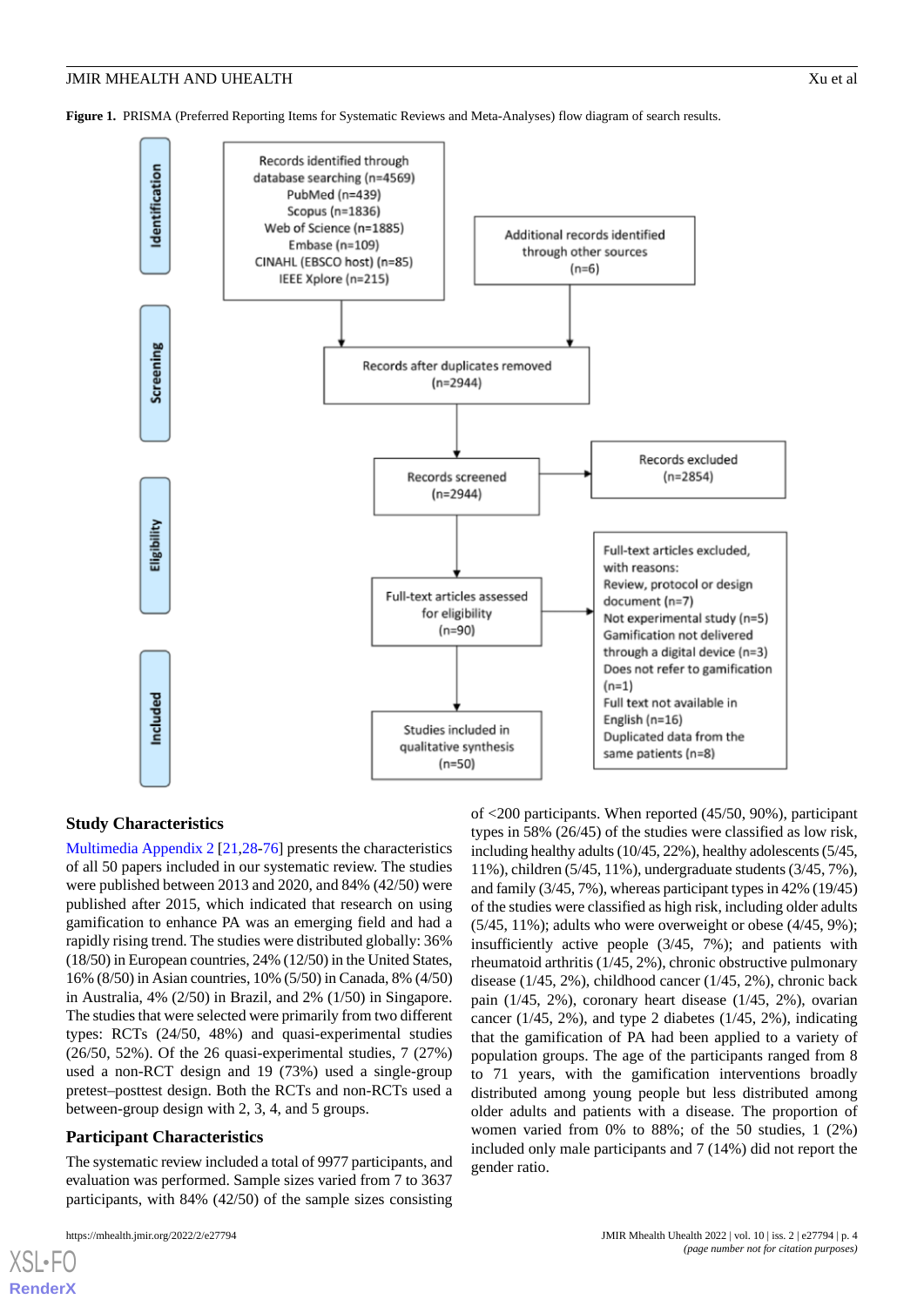**Figure 1.** PRISMA (Preferred Reporting Items for Systematic Reviews and Meta-Analyses) flow diagram of search results.

Identification

Records identified through database searching (n=4569)
PubMed (n=439)
Scopus (n=1836)
Web of Science (n=1885)
Embase (n=109)
CINAHL (EBSCO host) (n=85)
IEEE Xplore (n=215)

Additional records identified through other sources (n=6)

Screening

Records after duplicates removed (n=2944)

Records screened (n=2944)

Records excluded (n=2854)

Eligibility

Full-text articles assessed for eligibility (n=90)

Full-text articles excluded, with reasons:
Review, protocol or design document (n=7)
Not experimental study (n=5)
Gamification not delivered through a digital device (n=3)
Does not refer to gamification (n=1)
Full text not available in English (n=16)
Duplicated data from the same patients (n=8)

Included

Studies included in qualitative synthesis (n=50)

## Study Characteristics

Multimedia Appendix 2 [21,28-76] presents the characteristics of all 50 papers included in our systematic review. The studies were published between 2013 and 2020, and 84% (42/50) were published after 2015, which indicated that research on using gamification to enhance PA was an emerging field and had a rapidly rising trend. The studies were distributed globally: 36% (18/50) in European countries, 24% (12/50) in the United States, 16% (8/50) in Asian countries, 10% (5/50) in Canada, 8% (4/50) in Australia, 4% (2/50) in Brazil, and 2% (1/50) in Singapore. The studies that were selected were primarily from two different types: RCTs (24/50, 48%) and quasi-experimental studies (26/50, 52%). Of the 26 quasi-experimental studies, 7 (27%) used a non-RCT design and 19 (73%) used a single-group pretest–posttest design. Both the RCTs and non-RCTs used a between-group design with 2, 3, 4, and 5 groups.

## Participant Characteristics

The systematic review included a total of 9977 participants, and evaluation was performed. Sample sizes varied from 7 to 3637 participants, with 84% (42/50) of the sample sizes consisting of <200 participants. When reported (45/50, 90%), participant types in 58% (26/45) of the studies were classified as low risk, including healthy adults (10/45, 22%), healthy adolescents (5/45, 11%), children (5/45, 11%), undergraduate students (3/45, 7%), and family (3/45, 7%), whereas participant types in 42% (19/45) of the studies were classified as high risk, including older adults (5/45, 11%); adults who were overweight or obese (4/45, 9%); insufficiently active people (3/45, 7%); and patients with rheumatoid arthritis (1/45, 2%), chronic obstructive pulmonary disease (1/45, 2%), childhood cancer (1/45, 2%), chronic back pain (1/45, 2%), coronary heart disease (1/45, 2%), ovarian cancer (1/45, 2%), and type 2 diabetes (1/45, 2%), indicating that the gamification of PA had been applied to a variety of population groups. The age of the participants ranged from 8 to 71 years, with the gamification interventions broadly distributed among young people but less distributed among older adults and patients with a disease. The proportion of women varied from 0% to 88%; of the 50 studies, 1 (2%) included only male participants and 7 (14%) did not report the gender ratio.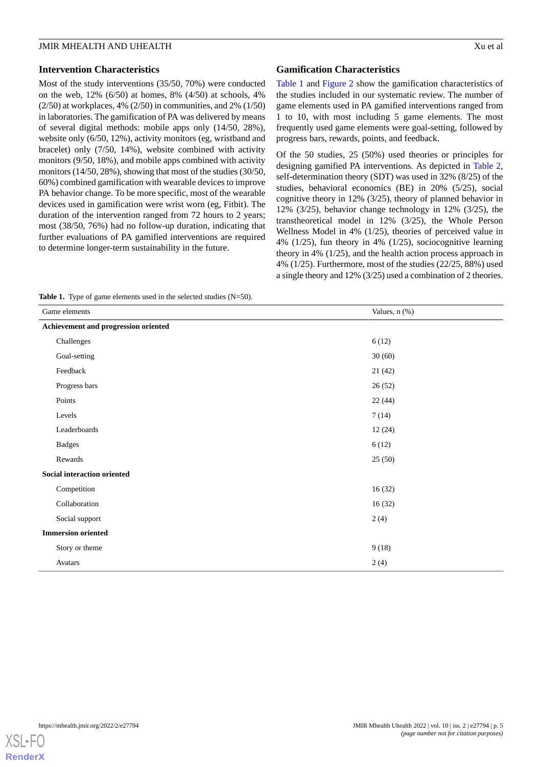### Intervention Characteristics

Most of the study interventions (35/50, 70%) were conducted on the web, 12% (6/50) at homes, 8% (4/50) at schools, 4% (2/50) at workplaces, 4% (2/50) in communities, and 2% (1/50) in laboratories. The gamification of PA was delivered by means of several digital methods: mobile apps only (14/50, 28%), website only (6/50, 12%), activity monitors (eg, wristband and bracelet) only (7/50, 14%), website combined with activity monitors (9/50, 18%), and mobile apps combined with activity monitors (14/50, 28%), showing that most of the studies (30/50, 60%) combined gamification with wearable devices to improve PA behavior change. To be more specific, most of the wearable devices used in gamification were wrist worn (eg, Fitbit). The duration of the intervention ranged from 72 hours to 2 years; most (38/50, 76%) had no follow-up duration, indicating that further evaluations of PA gamified interventions are required to determine longer-term sustainability in the future.

### Gamification Characteristics

Table 1 and Figure 2 show the gamification characteristics of the studies included in our systematic review. The number of game elements used in PA gamified interventions ranged from 1 to 10, with most including 5 game elements. The most frequently used game elements were goal-setting, followed by progress bars, rewards, points, and feedback.

Of the 50 studies, 25 (50%) used theories or principles for designing gamified PA interventions. As depicted in Table 2, self-determination theory (SDT) was used in 32% (8/25) of the studies, behavioral economics (BE) in 20% (5/25), social cognitive theory in 12% (3/25), theory of planned behavior in 12% (3/25), behavior change technology in 12% (3/25), the transtheoretical model in 12% (3/25), the Whole Person Wellness Model in 4% (1/25), theories of perceived value in 4% (1/25), fun theory in 4% (1/25), sociocognitive learning theory in 4% (1/25), and the health action process approach in 4% (1/25). Furthermore, most of the studies (22/25, 88%) used a single theory and 12% (3/25) used a combination of 2 theories.

**Table 1.** Type of game elements used in the selected studies (N=50).

| Game elements | Values, n (%) |
|---|---|
| **Achievement and progression oriented** | |
| Challenges | 6 (12) |
| Goal-setting | 30 (60) |
| Feedback | 21 (42) |
| Progress bars | 26 (52) |
| Points | 22 (44) |
| Levels | 7 (14) |
| Leaderboards | 12 (24) |
| Badges | 6 (12) |
| Rewards | 25 (50) |
| **Social interaction oriented** | |
| Competition | 16 (32) |
| Collaboration | 16 (32) |
| Social support | 2 (4) |
| **Immersion oriented** | |
| Story or theme | 9 (18) |
| Avatars | 2 (4) |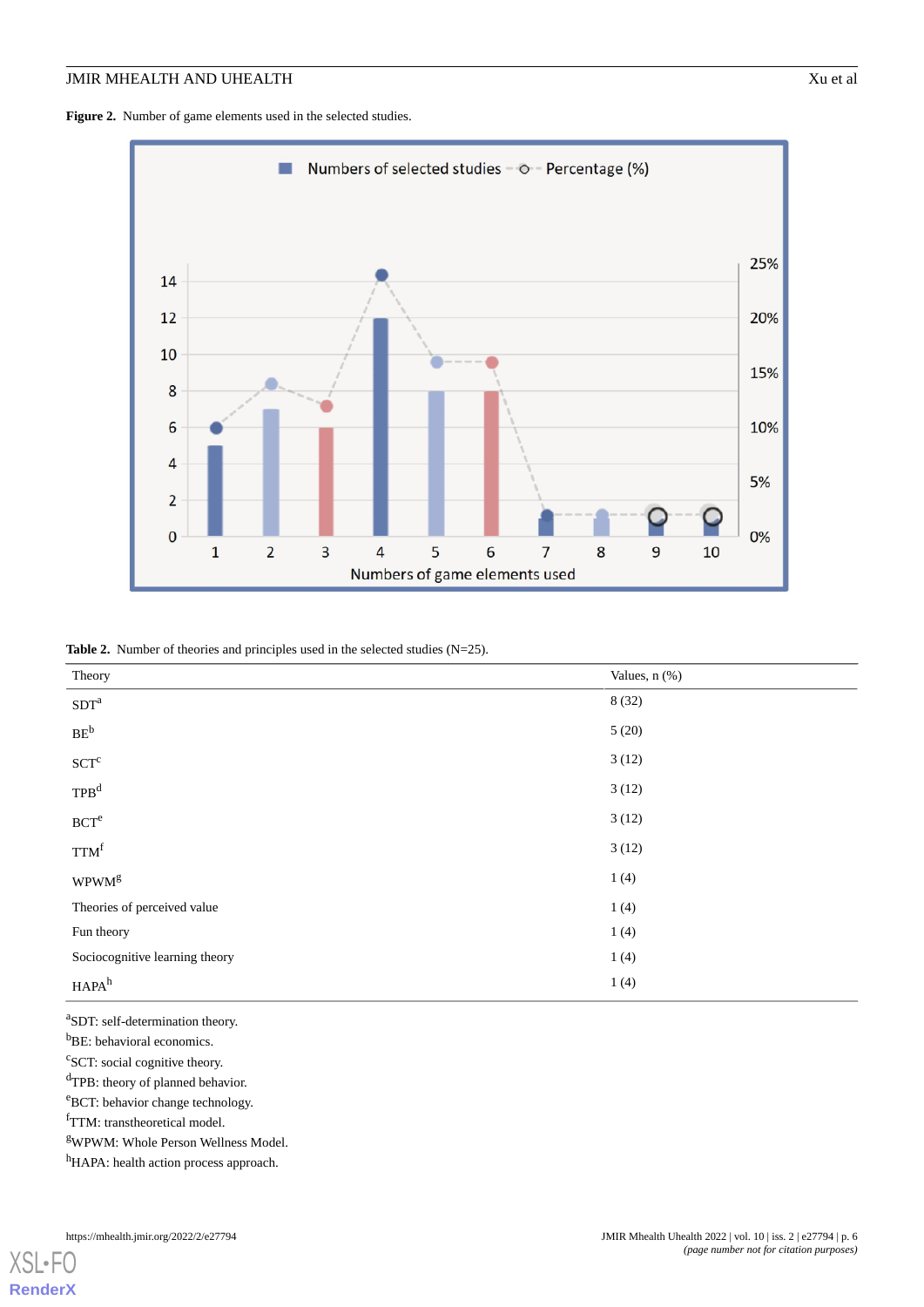**Figure 2.** Number of game elements used in the selected studies.

**Table 2.** Number of theories and principles used in the selected studies (N=25).

| Theory | Values, n (%) |
| --- | --- |
| SDT[a] | 8 (32) |
| BE[b] | 5 (20) |
| SCT[c] | 3 (12) |
| TPB[d] | 3 (12) |
| BCT[e] | 3 (12) |
| TTM[f] | 3 (12) |
| WPWM[g] | 1 (4) |
| Theories of perceived value | 1 (4) |
| Fun theory | 1 (4) |
| Sociocognitive learning theory | 1 (4) |
| HAPA[h] | 1 (4) |

[a]SDT: self-determination theory.

[b]BE: behavioral economics.

[c]SCT: social cognitive theory.

[d]TPB: theory of planned behavior.

[e]BCT: behavior change technology.

[f]TTM: transtheoretical model.

[g]WPWM: Whole Person Wellness Model.

[h]HAPA: health action process approach.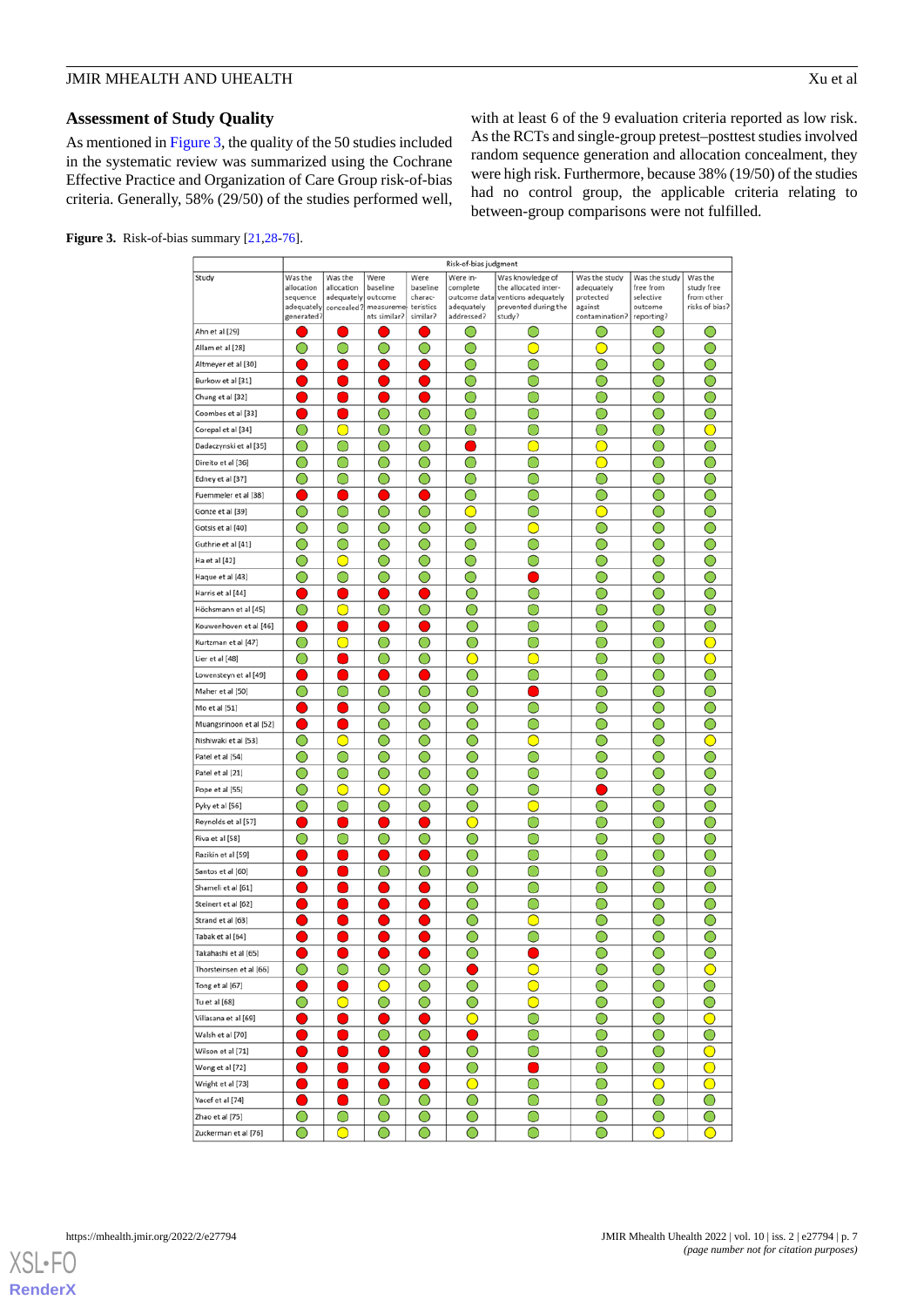## Assessment of Study Quality

As mentioned in Figure 3, the quality of the 50 studies included in the systematic review was summarized using the Cochrane Effective Practice and Organization of Care Group risk-of-bias criteria. Generally, 58% (29/50) of the studies performed well, with at least 6 of the 9 evaluation criteria reported as low risk. As the RCTs and single-group pretest–posttest studies involved random sequence generation and allocation concealment, they were high risk. Furthermore, because 38% (19/50) of the studies had no control group, the applicable criteria relating to between-group comparisons were not fulfilled.

**Figure 3.** Risk-of-bias summary [21,28-76].

| Study | Risk-of-bias judgment | | | | | | | | |
|---|---|---|---|---|---|---|---|---|---|
| | Was the allocation sequence adequately generated? | Was the allocation adequately concealed? | Were baseline outcome measurements similar? | Were baseline characteristics similar? | Were incomplete outcome data adequately addressed? | Was knowledge of the allocated interventions adequately prevented during the study? | Was the study adequately protected against contamination? | Was the study free from selective outcome reporting? | Was the study free from other risks of bias? |
| Ahn et al [29] | Red | Red | Red | Red | Green | Green | Green | Green | Green |
| Allam et al [28] | Green | Green | Green | Green | Green | Yellow | Yellow | Green | Green |
| Altmeyer et al [30] | Red | Red | Red | Red | Green | Green | Green | Green | Green |
| Burkow et al [31] | Red | Red | Red | Red | Green | Green | Green | Green | Green |
| Chung et al [32] | Red | Red | Red | Red | Green | Green | Green | Green | Green |
| Coombes et al [33] | Red | Red | Green | Green | Green | Green | Green | Green | Green |
| Corepal et al [34] | Green | Yellow | Green | Green | Green | Green | Green | Green | Yellow |
| Dadaczynski et al [35] | Green | Green | Green | Green | Red | Yellow | Green | Green | Green |
| Direito et al [36] | Green | Green | Green | Green | Green | Green | Yellow | Green | Green |
| Edney et al [37] | Green | Green | Green | Green | Green | Green | Green | Green | Green |
| Fuemmeler et al [38] | Red | Red | Red | Red | Green | Green | Green | Green | Green |
| Gonze et al [39] | Green | Green | Green | Green | Yellow | Green | Yellow | Green | Green |
| Gotsis et al [40] | Green | Green | Green | Green | Green | Yellow | Green | Green | Green |
| Guthrie et al [41] | Green | Green | Green | Green | Green | Green | Green | Green | Green |
| Ha et al [42] | Green | Yellow | Green | Green | Green | Green | Green | Green | Green |
| Haque et al [43] | Green | Green | Green | Green | Green | Red | Green | Green | Green |
| Harris et al [44] | Red | Red | Red | Red | Green | Green | Green | Green | Green |
| Höchsmann et al [45] | Green | Yellow | Green | Green | Green | Green | Green | Green | Green |
| Kouwenhoven et al [46] | Red | Red | Red | Red | Green | Green | Green | Green | Green |
| Kurtzman et al [47] | Green | Yellow | Green | Green | Green | Green | Green | Green | Yellow |
| Lier et al [48] | Green | Red | Green | Green | Yellow | Yellow | Green | Green | Yellow |
| Lowensteyn et al [49] | Red | Red | Red | Red | Green | Green | Green | Green | Green |
| Maher et al [50] | Green | Green | Green | Green | Green | Red | Green | Green | Green |
| Mo et al [51] | Red | Red | Green | Green | Green | Green | Green | Green | Green |
| Muangsrinoon et al [52] | Red | Red | Green | Green | Green | Green | Green | Green | Green |
| Nishiwaki et al [53] | Green | Yellow | Green | Green | Green | Yellow | Green | Green | Yellow |
| Patel et al [54] | Green | Green | Green | Green | Green | Green | Green | Green | Green |
| Patel et al [21] | Green | Green | Green | Green | Green | Green | Green | Green | Green |
| Pope et al [55] | Green | Yellow | Yellow | Green | Green | Green | Red | Green | Green |
| Pyky et al [56] | Green | Green | Green | Green | Green | Yellow | Green | Green | Green |
| Reynolds et al [57] | Red | Red | Red | Red | Yellow | Green | Green | Green | Green |
| Riva et al [58] | Green | Green | Green | Green | Green | Green | Green | Green | Green |
| Rozkin et al [59] | Red | Red | Red | Red | Green | Green | Green | Green | Green |
| Santos et al [60] | Red | Red | Green | Green | Green | Green | Green | Green | Green |
| Shameli et al [61] | Red | Red | Red | Red | Green | Green | Green | Green | Green |
| Steinert et al [62] | Red | Red | Red | Red | Green | Green | Green | Green | Green |
| Strand et al [63] | Red | Red | Red | Red | Green | Yellow | Green | Green | Green |
| Tabak et al [64] | Red | Red | Red | Red | Green | Green | Green | Green | Green |
| Takahashi et al [65] | Red | Red | Red | Red | Green | Red | Green | Green | Green |
| Thorsteinsen et al [66] | Green | Green | Green | Green | Red | Yellow | Green | Green | Yellow |
| Tong et al [67] | Red | Red | Yellow | Green | Green | Yellow | Green | Green | Green |
| Tu et al [68] | Green | Yellow | Green | Green | Green | Yellow | Green | Green | Green |
| Villasana et al [69] | Red | Red | Red | Red | Yellow | Green | Green | Green | Yellow |
| Walsh et al [70] | Red | Red | Green | Green | Red | Green | Green | Green | Green |
| Wilson et al [71] | Red | Red | Red | Red | Green | Green | Green | Green | Yellow |
| Wong et al [72] | Red | Red | Red | Red | Green | Red | Green | Green | Yellow |
| Wright et al [73] | Red | Red | Red | Red | Yellow | Green | Green | Yellow | Yellow |
| Yacef et al [74] | Red | Red | Green | Green | Green | Green | Green | Green | Green |
| Zhao et al [75] | Green | Green | Green | Green | Green | Green | Green | Green | Green |
| Zuckerman et al [76] | Green | Yellow | Green | Green | Green | Green | Green | Yellow | Yellow |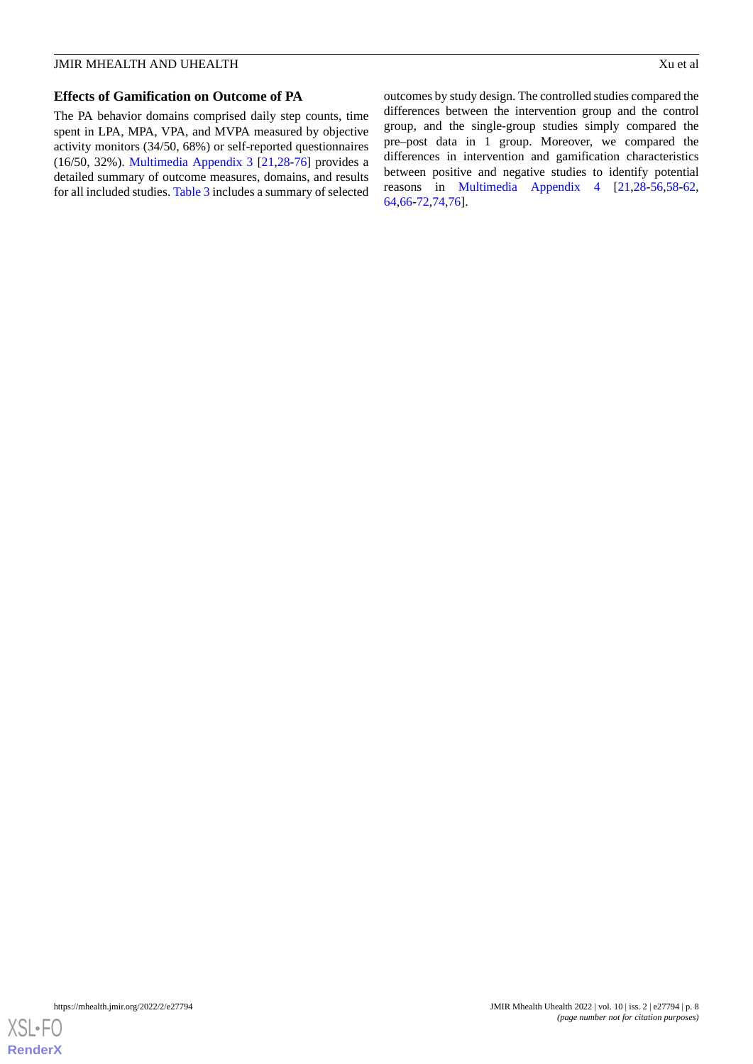### Effects of Gamification on Outcome of PA

The PA behavior domains comprised daily step counts, time spent in LPA, MPA, VPA, and MVPA measured by objective activity monitors (34/50, 68%) or self-reported questionnaires (16/50, 32%). Multimedia Appendix 3 [21,28-76] provides a detailed summary of outcome measures, domains, and results for all included studies. Table 3 includes a summary of selected outcomes by study design. The controlled studies compared the differences between the intervention group and the control group, and the single-group studies simply compared the pre–post data in 1 group. Moreover, we compared the differences in intervention and gamification characteristics between positive and negative studies to identify potential reasons in Multimedia Appendix 4 [21,28-56,58-62,64,66-72,74,76].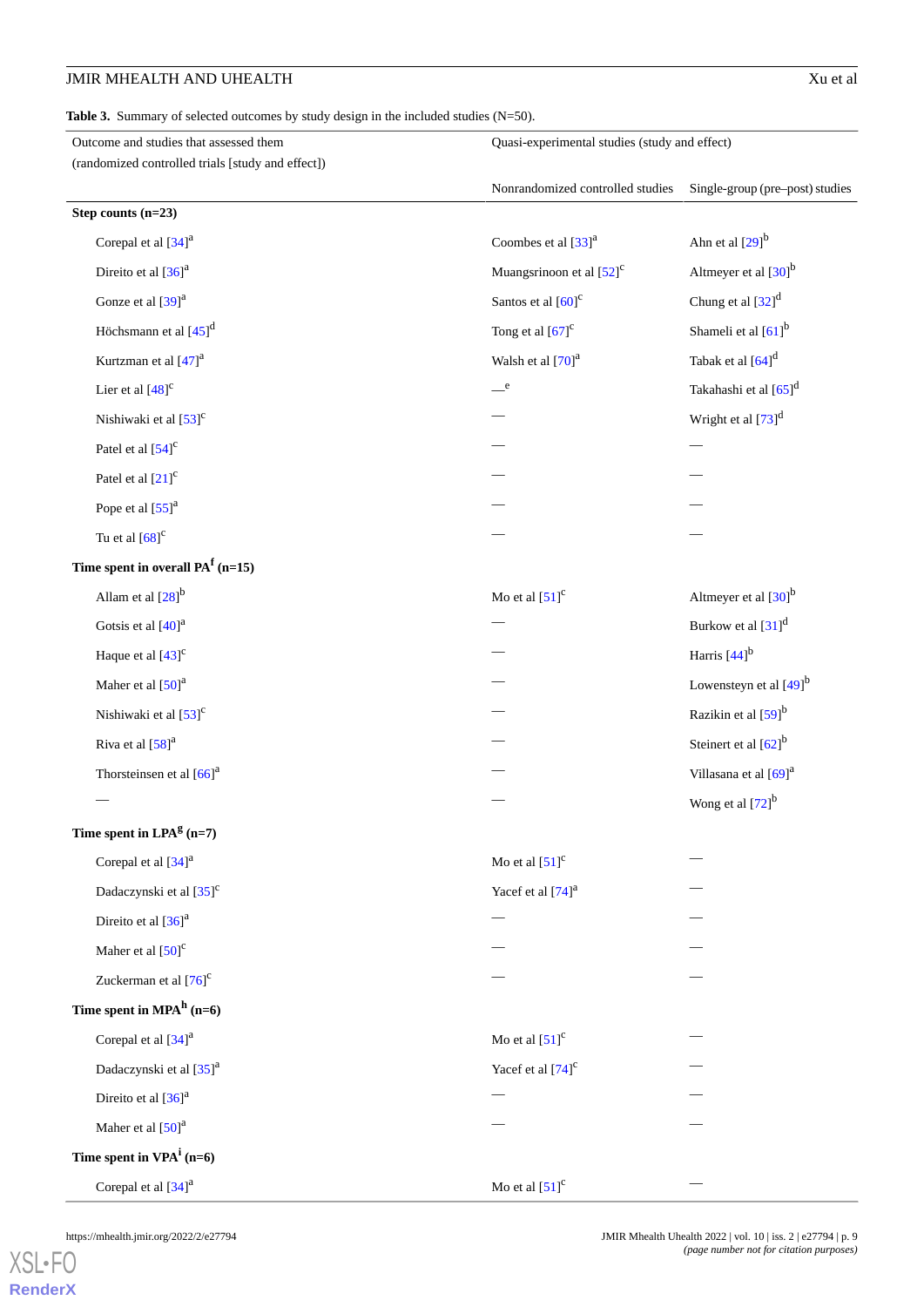**Table 3.** Summary of selected outcomes by study design in the included studies (N=50).

| Outcome and studies that assessed them (randomized controlled trials [study and effect]) | Quasi-experimental studies (study and effect) | |
|---|---|---|
| | Nonrandomized controlled studies | Single-group (pre–post) studies |
| **Step counts (n=23)** | | |
| Corepal et al [34][a] | Coombes et al [33][a] | Ahn et al [29][b] |
| Direito et al [36][a] | Muangsrinoon et al [52][c] | Altmeyer et al [30][b] |
| Gonze et al [39][a] | Santos et al [60][c] | Chung et al [32][d] |
| Höchsmann et al [45][d] | Tong et al [67][c] | Shameli et al [61][b] |
| Kurtzman et al [47][a] | Walsh et al [70][a] | Tabak et al [64][d] |
| Lier et al [48][c] | —[e] | Takahashi et al [65][d] |
| Nishiwaki et al [53][c] | — | Wright et al [73][d] |
| Patel et al [54][c] | — | — |
| Patel et al [21][c] | — | — |
| Pope et al [55][a] | — | — |
| Tu et al [68][c] | — | — |
| **Time spent in overall PA[f] (n=15)** | | |
| Allam et al [28][b] | Mo et al [51][c] | Altmeyer et al [30][b] |
| Gotsis et al [40][a] | — | Burkow et al [31][d] |
| Haque et al [43][c] | — | Harris [44][b] |
| Maher et al [50][a] | — | Lowensteyn et al [49][b] |
| Nishiwaki et al [53][c] | — | Razikin et al [59][b] |
| Riva et al [58][a] | — | Steinert et al [62][b] |
| Thorsteinsen et al [66][a] | — | Villasana et al [69][a] |
| — | — | Wong et al [72][b] |
| **Time spent in LPA[g] (n=7)** | | |
| Corepal et al [34][a] | Mo et al [51][c] | — |
| Dadaczynski et al [35][c] | Yacef et al [74][a] | — |
| Direito et al [36][a] | — | — |
| Maher et al [50][c] | — | — |
| Zuckerman et al [76][c] | — | — |
| **Time spent in MPA[h] (n=6)** | | |
| Corepal et al [34][a] | Mo et al [51][c] | — |
| Dadaczynski et al [35][a] | Yacef et al [74][c] | — |
| Direito et al [36][a] | — | — |
| Maher et al [50][a] | — | — |
| **Time spent in VPA[i] (n=6)** | | |
| Corepal et al [34][a] | Mo et al [51][c] | — |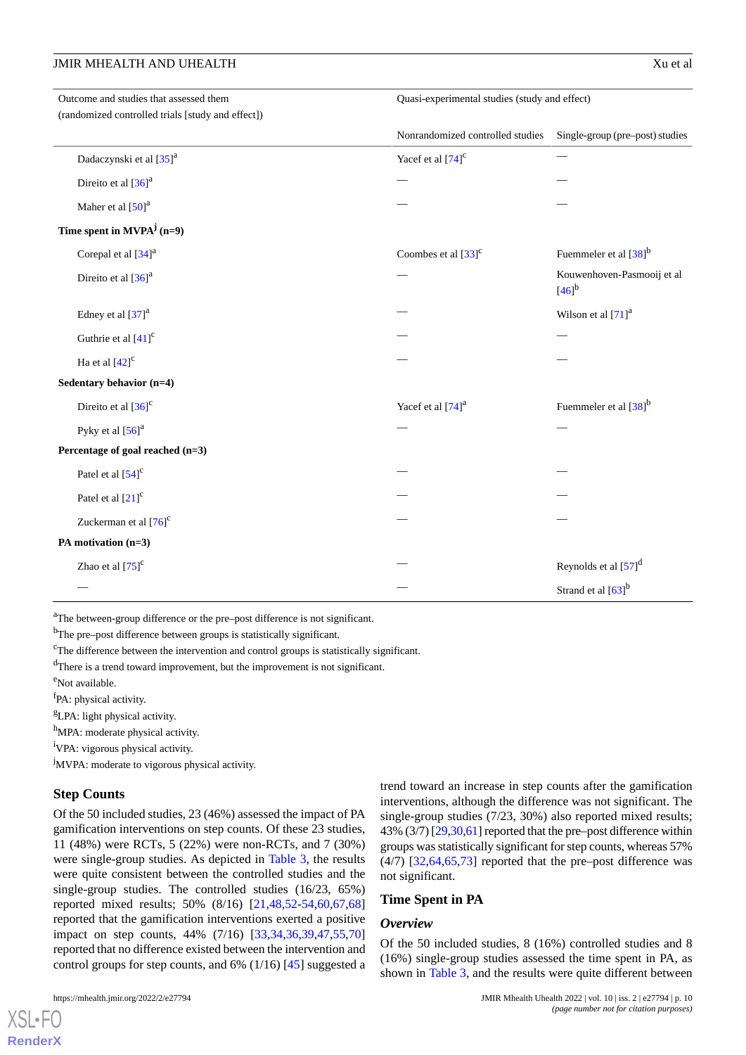| Outcome and studies that assessed them (randomized controlled trials [study and effect]) | Quasi-experimental studies (study and effect) | |
|---|---|---|
| | Nonrandomized controlled studies | Single-group (pre–post) studies |
| Dadaczynski et al [35][a] | Yacef et al [74][c] | — |
| Direito et al [36][a] | — | — |
| Maher et al [50][a] | — | — |
| **Time spent in MVPA[j] (n=9)** | | |
| Corepal et al [34][a] | Coombes et al [33][c] | Fuemmeler et al [38][b] |
| Direito et al [36][a] | — | Kouwenhoven-Pasmooij et al [46][b] |
| Edney et al [37][a] | — | Wilson et al [71][a] |
| Guthrie et al [41][c] | — | — |
| Ha et al [42][c] | — | — |
| **Sedentary behavior (n=4)** | | |
| Direito et al [36][c] | Yacef et al [74][a] | Fuemmeler et al [38][b] |
| Pyky et al [56][a] | — | — |
| **Percentage of goal reached (n=3)** | | |
| Patel et al [54][c] | — | — |
| Patel et al [21][c] | — | — |
| Zuckerman et al [76][c] | — | — |
| **PA motivation (n=3)** | | |
| Zhao et al [75][c] | — | Reynolds et al [57][d] |
| — | — | Strand et al [63][b] |

[a]The between-group difference or the pre–post difference is not significant.

[b]The pre–post difference between groups is statistically significant.

[c]The difference between the intervention and control groups is statistically significant.

[d]There is a trend toward improvement, but the improvement is not significant.

[e]Not available.

[f]PA: physical activity.

[g]LPA: light physical activity.

[h]MPA: moderate physical activity.

[i]VPA: vigorous physical activity.

[j]MVPA: moderate to vigorous physical activity.

### Step Counts

Of the 50 included studies, 23 (46%) assessed the impact of PA gamification interventions on step counts. Of these 23 studies, 11 (48%) were RCTs, 5 (22%) were non-RCTs, and 7 (30%) were single-group studies. As depicted in Table 3, the results were quite consistent between the controlled studies and the single-group studies. The controlled studies (16/23, 65%) reported mixed results; 50% (8/16) [21,48,52-54,60,67,68] reported that the gamification interventions exerted a positive impact on step counts, 44% (7/16) [33,34,36,39,47,55,70] reported that no difference existed between the intervention and control groups for step counts, and 6% (1/16) [45] suggested a trend toward an increase in step counts after the gamification interventions, although the difference was not significant. The single-group studies (7/23, 30%) also reported mixed results; 43% (3/7) [29,30,61] reported that the pre–post difference within groups was statistically significant for step counts, whereas 57% (4/7) [32,64,65,73] reported that the pre–post difference was not significant.

### Time Spent in PA

#### *Overview*

Of the 50 included studies, 8 (16%) controlled studies and 8 (16%) single-group studies assessed the time spent in PA, as shown in Table 3, and the results were quite different between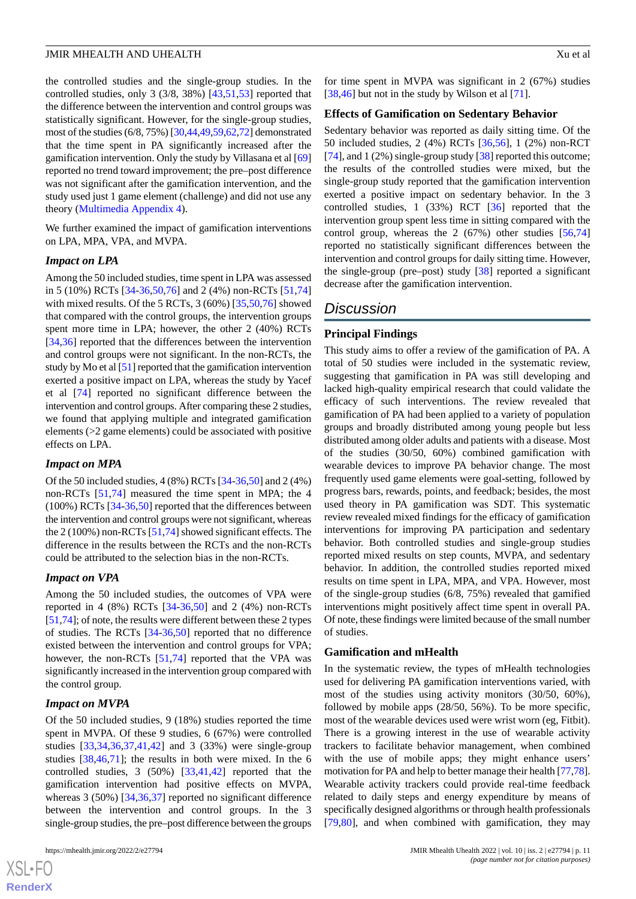the controlled studies and the single-group studies. In the controlled studies, only 3 (3/8, 38%) [43,51,53] reported that the difference between the intervention and control groups was statistically significant. However, for the single-group studies, most of the studies (6/8, 75%) [30,44,49,59,62,72] demonstrated that the time spent in PA significantly increased after the gamification intervention. Only the study by Villasana et al [69] reported no trend toward improvement; the pre–post difference was not significant after the gamification intervention, and the study used just 1 game element (challenge) and did not use any theory (Multimedia Appendix 4).

We further examined the impact of gamification interventions on LPA, MPA, VPA, and MVPA.

### Impact on LPA

Among the 50 included studies, time spent in LPA was assessed in 5 (10%) RCTs [34-36,50,76] and 2 (4%) non-RCTs [51,74] with mixed results. Of the 5 RCTs, 3 (60%) [35,50,76] showed that compared with the control groups, the intervention groups spent more time in LPA; however, the other 2 (40%) RCTs [34,36] reported that the differences between the intervention and control groups were not significant. In the non-RCTs, the study by Mo et al [51] reported that the gamification intervention exerted a positive impact on LPA, whereas the study by Yacef et al [74] reported no significant difference between the intervention and control groups. After comparing these 2 studies, we found that applying multiple and integrated gamification elements (>2 game elements) could be associated with positive effects on LPA.

### Impact on MPA

Of the 50 included studies, 4 (8%) RCTs [34-36,50] and 2 (4%) non-RCTs [51,74] measured the time spent in MPA; the 4 (100%) RCTs [34-36,50] reported that the differences between the intervention and control groups were not significant, whereas the 2 (100%) non-RCTs [51,74] showed significant effects. The difference in the results between the RCTs and the non-RCTs could be attributed to the selection bias in the non-RCTs.

### Impact on VPA

Among the 50 included studies, the outcomes of VPA were reported in 4 (8%) RCTs [34-36,50] and 2 (4%) non-RCTs [51,74]; of note, the results were different between these 2 types of studies. The RCTs [34-36,50] reported that no difference existed between the intervention and control groups for VPA; however, the non-RCTs [51,74] reported that the VPA was significantly increased in the intervention group compared with the control group.

### Impact on MVPA

Of the 50 included studies, 9 (18%) studies reported the time spent in MVPA. Of these 9 studies, 6 (67%) were controlled studies [33,34,36,37,41,42] and 3 (33%) were single-group studies [38,46,71]; the results in both were mixed. In the 6 controlled studies, 3 (50%) [33,41,42] reported that the gamification intervention had positive effects on MVPA, whereas 3 (50%) [34,36,37] reported no significant difference between the intervention and control groups. In the 3 single-group studies, the pre–post difference between the groups for time spent in MVPA was significant in 2 (67%) studies [38,46] but not in the study by Wilson et al [71].

### Effects of Gamification on Sedentary Behavior

Sedentary behavior was reported as daily sitting time. Of the 50 included studies, 2 (4%) RCTs [36,56], 1 (2%) non-RCT [74], and 1 (2%) single-group study [38] reported this outcome; the results of the controlled studies were mixed, but the single-group study reported that the gamification intervention exerted a positive impact on sedentary behavior. In the 3 controlled studies, 1 (33%) RCT [36] reported that the intervention group spent less time in sitting compared with the control group, whereas the 2 (67%) other studies [56,74] reported no statistically significant differences between the intervention and control groups for daily sitting time. However, the single-group (pre–post) study [38] reported a significant decrease after the gamification intervention.

## Discussion

### Principal Findings

This study aims to offer a review of the gamification of PA. A total of 50 studies were included in the systematic review, suggesting that gamification in PA was still developing and lacked high-quality empirical research that could validate the efficacy of such interventions. The review revealed that gamification of PA had been applied to a variety of population groups and broadly distributed among young people but less distributed among older adults and patients with a disease. Most of the studies (30/50, 60%) combined gamification with wearable devices to improve PA behavior change. The most frequently used game elements were goal-setting, followed by progress bars, rewards, points, and feedback; besides, the most used theory in PA gamification was SDT. This systematic review revealed mixed findings for the efficacy of gamification interventions for improving PA participation and sedentary behavior. Both controlled studies and single-group studies reported mixed results on step counts, MVPA, and sedentary behavior. In addition, the controlled studies reported mixed results on time spent in LPA, MPA, and VPA. However, most of the single-group studies (6/8, 75%) revealed that gamified interventions might positively affect time spent in overall PA. Of note, these findings were limited because of the small number of studies.

### Gamification and mHealth

In the systematic review, the types of mHealth technologies used for delivering PA gamification interventions varied, with most of the studies using activity monitors (30/50, 60%), followed by mobile apps (28/50, 56%). To be more specific, most of the wearable devices used were wrist worn (eg, Fitbit). There is a growing interest in the use of wearable activity trackers to facilitate behavior management, when combined with the use of mobile apps; they might enhance users' motivation for PA and help to better manage their health [77,78]. Wearable activity trackers could provide real-time feedback related to daily steps and energy expenditure by means of specifically designed algorithms or through health professionals [79,80], and when combined with gamification, they may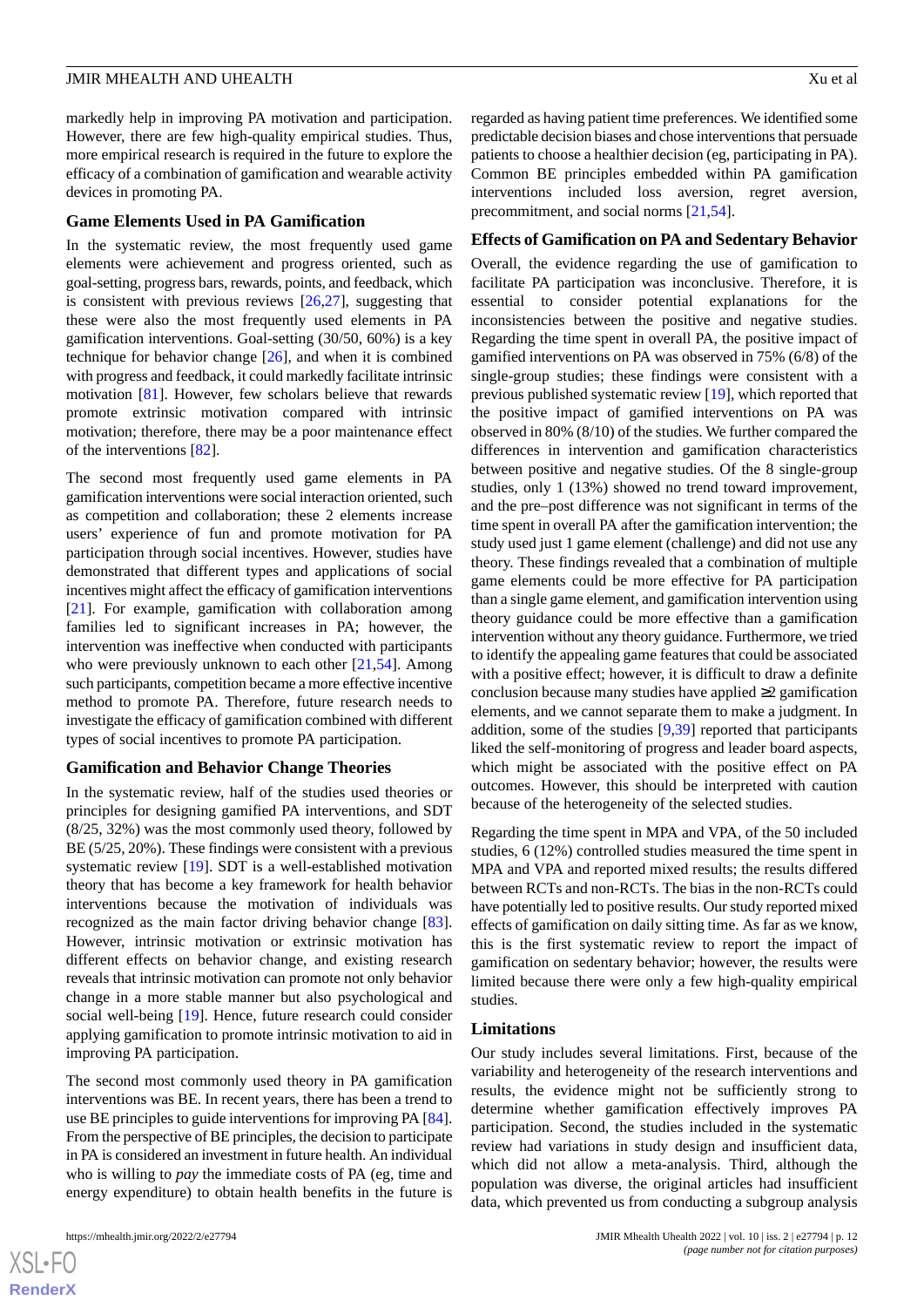markedly help in improving PA motivation and participation. However, there are few high-quality empirical studies. Thus, more empirical research is required in the future to explore the efficacy of a combination of gamification and wearable activity devices in promoting PA.

### Game Elements Used in PA Gamification

In the systematic review, the most frequently used game elements were achievement and progress oriented, such as goal-setting, progress bars, rewards, points, and feedback, which is consistent with previous reviews [26,27], suggesting that these were also the most frequently used elements in PA gamification interventions. Goal-setting (30/50, 60%) is a key technique for behavior change [26], and when it is combined with progress and feedback, it could markedly facilitate intrinsic motivation [81]. However, few scholars believe that rewards promote extrinsic motivation compared with intrinsic motivation; therefore, there may be a poor maintenance effect of the interventions [82].

The second most frequently used game elements in PA gamification interventions were social interaction oriented, such as competition and collaboration; these 2 elements increase users' experience of fun and promote motivation for PA participation through social incentives. However, studies have demonstrated that different types and applications of social incentives might affect the efficacy of gamification interventions [21]. For example, gamification with collaboration among families led to significant increases in PA; however, the intervention was ineffective when conducted with participants who were previously unknown to each other [21,54]. Among such participants, competition became a more effective incentive method to promote PA. Therefore, future research needs to investigate the efficacy of gamification combined with different types of social incentives to promote PA participation.

### Gamification and Behavior Change Theories

In the systematic review, half of the studies used theories or principles for designing gamified PA interventions, and SDT (8/25, 32%) was the most commonly used theory, followed by BE (5/25, 20%). These findings were consistent with a previous systematic review [19]. SDT is a well-established motivation theory that has become a key framework for health behavior interventions because the motivation of individuals was recognized as the main factor driving behavior change [83]. However, intrinsic motivation or extrinsic motivation has different effects on behavior change, and existing research reveals that intrinsic motivation can promote not only behavior change in a more stable manner but also psychological and social well-being [19]. Hence, future research could consider applying gamification to promote intrinsic motivation to aid in improving PA participation.

The second most commonly used theory in PA gamification interventions was BE. In recent years, there has been a trend to use BE principles to guide interventions for improving PA [84]. From the perspective of BE principles, the decision to participate in PA is considered an investment in future health. An individual who is willing to *pay* the immediate costs of PA (eg, time and energy expenditure) to obtain health benefits in the future is regarded as having patient time preferences. We identified some predictable decision biases and chose interventions that persuade patients to choose a healthier decision (eg, participating in PA). Common BE principles embedded within PA gamification interventions included loss aversion, regret aversion, precommitment, and social norms [21,54].

### Effects of Gamification on PA and Sedentary Behavior

Overall, the evidence regarding the use of gamification to facilitate PA participation was inconclusive. Therefore, it is essential to consider potential explanations for the inconsistencies between the positive and negative studies. Regarding the time spent in overall PA, the positive impact of gamified interventions on PA was observed in 75% (6/8) of the single-group studies; these findings were consistent with a previous published systematic review [19], which reported that the positive impact of gamified interventions on PA was observed in 80% (8/10) of the studies. We further compared the differences in intervention and gamification characteristics between positive and negative studies. Of the 8 single-group studies, only 1 (13%) showed no trend toward improvement, and the pre–post difference was not significant in terms of the time spent in overall PA after the gamification intervention; the study used just 1 game element (challenge) and did not use any theory. These findings revealed that a combination of multiple game elements could be more effective for PA participation than a single game element, and gamification intervention using theory guidance could be more effective than a gamification intervention without any theory guidance. Furthermore, we tried to identify the appealing game features that could be associated with a positive effect; however, it is difficult to draw a definite conclusion because many studies have applied ≥2 gamification elements, and we cannot separate them to make a judgment. In addition, some of the studies [9,39] reported that participants liked the self-monitoring of progress and leader board aspects, which might be associated with the positive effect on PA outcomes. However, this should be interpreted with caution because of the heterogeneity of the selected studies.

Regarding the time spent in MPA and VPA, of the 50 included studies, 6 (12%) controlled studies measured the time spent in MPA and VPA and reported mixed results; the results differed between RCTs and non-RCTs. The bias in the non-RCTs could have potentially led to positive results. Our study reported mixed effects of gamification on daily sitting time. As far as we know, this is the first systematic review to report the impact of gamification on sedentary behavior; however, the results were limited because there were only a few high-quality empirical studies.

### Limitations

Our study includes several limitations. First, because of the variability and heterogeneity of the research interventions and results, the evidence might not be sufficiently strong to determine whether gamification effectively improves PA participation. Second, the studies included in the systematic review had variations in study design and insufficient data, which did not allow a meta-analysis. Third, although the population was diverse, the original articles had insufficient data, which prevented us from conducting a subgroup analysis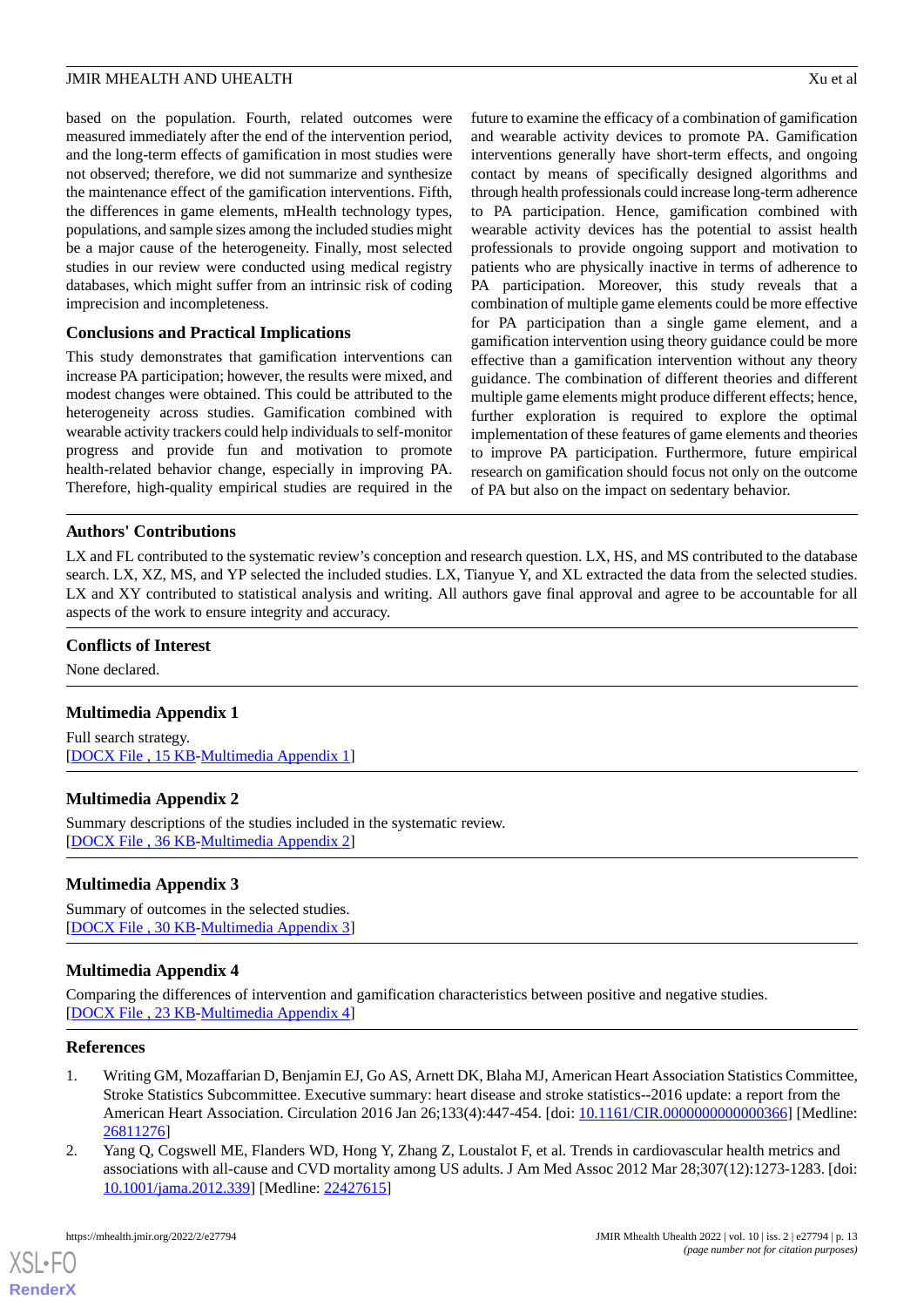based on the population. Fourth, related outcomes were measured immediately after the end of the intervention period, and the long-term effects of gamification in most studies were not observed; therefore, we did not summarize and synthesize the maintenance effect of the gamification interventions. Fifth, the differences in game elements, mHealth technology types, populations, and sample sizes among the included studies might be a major cause of the heterogeneity. Finally, most selected studies in our review were conducted using medical registry databases, which might suffer from an intrinsic risk of coding imprecision and incompleteness.

### Conclusions and Practical Implications

This study demonstrates that gamification interventions can increase PA participation; however, the results were mixed, and modest changes were obtained. This could be attributed to the heterogeneity across studies. Gamification combined with wearable activity trackers could help individuals to self-monitor progress and provide fun and motivation to promote health-related behavior change, especially in improving PA. Therefore, high-quality empirical studies are required in the future to examine the efficacy of a combination of gamification and wearable activity devices to promote PA. Gamification interventions generally have short-term effects, and ongoing contact by means of specifically designed algorithms and through health professionals could increase long-term adherence to PA participation. Hence, gamification combined with wearable activity devices has the potential to assist health professionals to provide ongoing support and motivation to patients who are physically inactive in terms of adherence to PA participation. Moreover, this study reveals that a combination of multiple game elements could be more effective for PA participation than a single game element, and a gamification intervention using theory guidance could be more effective than a gamification intervention without any theory guidance. The combination of different theories and different multiple game elements might produce different effects; hence, further exploration is required to explore the optimal implementation of these features of game elements and theories to improve PA participation. Furthermore, future empirical research on gamification should focus not only on the outcome of PA but also on the impact on sedentary behavior.

## Authors' Contributions

LX and FL contributed to the systematic review's conception and research question. LX, HS, and MS contributed to the database search. LX, XZ, MS, and YP selected the included studies. LX, Tianyue Y, and XL extracted the data from the selected studies. LX and XY contributed to statistical analysis and writing. All authors gave final approval and agree to be accountable for all aspects of the work to ensure integrity and accuracy.

## Conflicts of Interest

None declared.

## Multimedia Appendix 1

Full search strategy.
[DOCX File , 15 KB-Multimedia Appendix 1]

## Multimedia Appendix 2

Summary descriptions of the studies included in the systematic review.
[DOCX File , 36 KB-Multimedia Appendix 2]

## Multimedia Appendix 3

Summary of outcomes in the selected studies.
[DOCX File , 30 KB-Multimedia Appendix 3]

## Multimedia Appendix 4

Comparing the differences of intervention and gamification characteristics between positive and negative studies.
[DOCX File , 23 KB-Multimedia Appendix 4]

## References

1. Writing GM, Mozaffarian D, Benjamin EJ, Go AS, Arnett DK, Blaha MJ, American Heart Association Statistics Committee, Stroke Statistics Subcommittee. Executive summary: heart disease and stroke statistics--2016 update: a report from the American Heart Association. Circulation 2016 Jan 26;133(4):447-454. [doi: 10.1161/CIR.0000000000000366] [Medline: 26811276]
2. Yang Q, Cogswell ME, Flanders WD, Hong Y, Zhang Z, Loustalot F, et al. Trends in cardiovascular health metrics and associations with all-cause and CVD mortality among US adults. J Am Med Assoc 2012 Mar 28;307(12):1273-1283. [doi: 10.1001/jama.2012.339] [Medline: 22427615]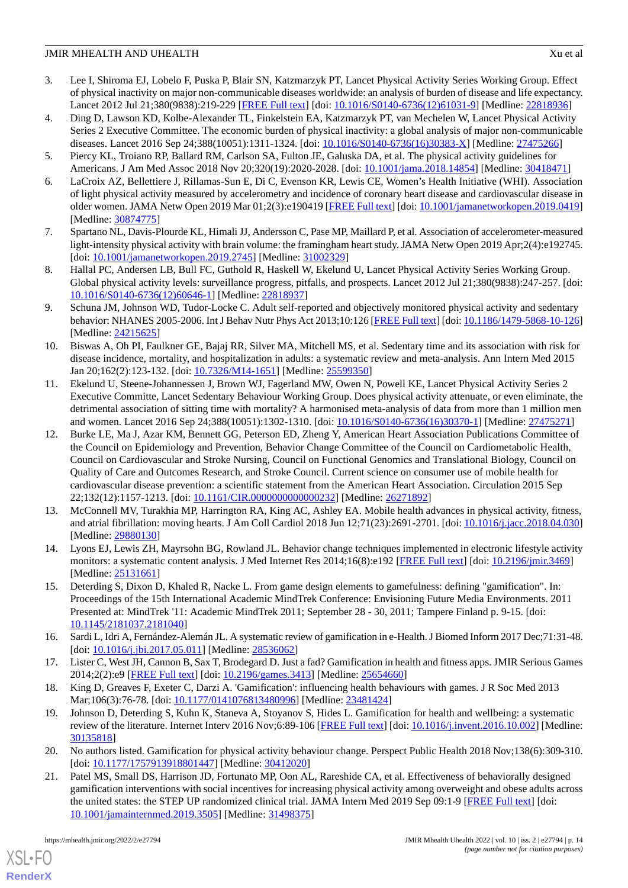3. Lee I, Shiroma EJ, Lobelo F, Puska P, Blair SN, Katzmarzyk PT, Lancet Physical Activity Series Working Group. Effect of physical inactivity on major non-communicable diseases worldwide: an analysis of burden of disease and life expectancy. Lancet 2012 Jul 21;380(9838):219-229 [FREE Full text] [doi: 10.1016/S0140-6736(12)61031-9] [Medline: 22818936]
4. Ding D, Lawson KD, Kolbe-Alexander TL, Finkelstein EA, Katzmarzyk PT, van Mechelen W, Lancet Physical Activity Series 2 Executive Committee. The economic burden of physical inactivity: a global analysis of major non-communicable diseases. Lancet 2016 Sep 24;388(10051):1311-1324. [doi: 10.1016/S0140-6736(16)30383-X] [Medline: 27475266]
5. Piercy KL, Troiano RP, Ballard RM, Carlson SA, Fulton JE, Galuska DA, et al. The physical activity guidelines for Americans. J Am Med Assoc 2018 Nov 20;320(19):2020-2028. [doi: 10.1001/jama.2018.14854] [Medline: 30418471]
6. LaCroix AZ, Bellettiere J, Rillamas-Sun E, Di C, Evenson KR, Lewis CE, Women's Health Initiative (WHI). Association of light physical activity measured by accelerometry and incidence of coronary heart disease and cardiovascular disease in older women. JAMA Netw Open 2019 Mar 01;2(3):e190419 [FREE Full text] [doi: 10.1001/jamanetworkopen.2019.0419] [Medline: 30874775]
7. Spartano NL, Davis-Plourde KL, Himali JJ, Andersson C, Pase MP, Maillard P, et al. Association of accelerometer-measured light-intensity physical activity with brain volume: the framingham heart study. JAMA Netw Open 2019 Apr;2(4):e192745. [doi: 10.1001/jamanetworkopen.2019.2745] [Medline: 31002329]
8. Hallal PC, Andersen LB, Bull FC, Guthold R, Haskell W, Ekelund U, Lancet Physical Activity Series Working Group. Global physical activity levels: surveillance progress, pitfalls, and prospects. Lancet 2012 Jul 21;380(9838):247-257. [doi: 10.1016/S0140-6736(12)60646-1] [Medline: 22818937]
9. Schuna JM, Johnson WD, Tudor-Locke C. Adult self-reported and objectively monitored physical activity and sedentary behavior: NHANES 2005-2006. Int J Behav Nutr Phys Act 2013;10:126 [FREE Full text] [doi: 10.1186/1479-5868-10-126] [Medline: 24215625]
10. Biswas A, Oh PI, Faulkner GE, Bajaj RR, Silver MA, Mitchell MS, et al. Sedentary time and its association with risk for disease incidence, mortality, and hospitalization in adults: a systematic review and meta-analysis. Ann Intern Med 2015 Jan 20;162(2):123-132. [doi: 10.7326/M14-1651] [Medline: 25599350]
11. Ekelund U, Steene-Johannessen J, Brown WJ, Fagerland MW, Owen N, Powell KE, Lancet Physical Activity Series 2 Executive Committe, Lancet Sedentary Behaviour Working Group. Does physical activity attenuate, or even eliminate, the detrimental association of sitting time with mortality? A harmonised meta-analysis of data from more than 1 million men and women. Lancet 2016 Sep 24;388(10051):1302-1310. [doi: 10.1016/S0140-6736(16)30370-1] [Medline: 27475271]
12. Burke LE, Ma J, Azar KM, Bennett GG, Peterson ED, Zheng Y, American Heart Association Publications Committee of the Council on Epidemiology and Prevention, Behavior Change Committee of the Council on Cardiometabolic Health, Council on Cardiovascular and Stroke Nursing, Council on Functional Genomics and Translational Biology, Council on Quality of Care and Outcomes Research, and Stroke Council. Current science on consumer use of mobile health for cardiovascular disease prevention: a scientific statement from the American Heart Association. Circulation 2015 Sep 22;132(12):1157-1213. [doi: 10.1161/CIR.0000000000000232] [Medline: 26271892]
13. McConnell MV, Turakhia MP, Harrington RA, King AC, Ashley EA. Mobile health advances in physical activity, fitness, and atrial fibrillation: moving hearts. J Am Coll Cardiol 2018 Jun 12;71(23):2691-2701. [doi: 10.1016/j.jacc.2018.04.030] [Medline: 29880130]
14. Lyons EJ, Lewis ZH, Mayrsohn BG, Rowland JL. Behavior change techniques implemented in electronic lifestyle activity monitors: a systematic content analysis. J Med Internet Res 2014;16(8):e192 [FREE Full text] [doi: 10.2196/jmir.3469] [Medline: 25131661]
15. Deterding S, Dixon D, Khaled R, Nacke L. From game design elements to gamefulness: defining "gamification". In: Proceedings of the 15th International Academic MindTrek Conference: Envisioning Future Media Environments. 2011 Presented at: MindTrek '11: Academic MindTrek 2011; September 28 - 30, 2011; Tampere Finland p. 9-15. [doi: 10.1145/2181037.2181040]
16. Sardi L, Idri A, Fernández-Alemán JL. A systematic review of gamification in e-Health. J Biomed Inform 2017 Dec;71:31-48. [doi: 10.1016/j.jbi.2017.05.011] [Medline: 28536062]
17. Lister C, West JH, Cannon B, Sax T, Brodegard D. Just a fad? Gamification in health and fitness apps. JMIR Serious Games 2014;2(2):e9 [FREE Full text] [doi: 10.2196/games.3413] [Medline: 25654660]
18. King D, Greaves F, Exeter C, Darzi A. 'Gamification': influencing health behaviours with games. J R Soc Med 2013 Mar;106(3):76-78. [doi: 10.1177/0141076813480996] [Medline: 23481424]
19. Johnson D, Deterding S, Kuhn K, Staneva A, Stoyanov S, Hides L. Gamification for health and wellbeing: a systematic review of the literature. Internet Interv 2016 Nov;6:89-106 [FREE Full text] [doi: 10.1016/j.invent.2016.10.002] [Medline: 30135818]
20. No authors listed. Gamification for physical activity behaviour change. Perspect Public Health 2018 Nov;138(6):309-310. [doi: 10.1177/1757913918801447] [Medline: 30412020]
21. Patel MS, Small DS, Harrison JD, Fortunato MP, Oon AL, Rareshide CA, et al. Effectiveness of behaviorally designed gamification interventions with social incentives for increasing physical activity among overweight and obese adults across the united states: the STEP UP randomized clinical trial. JAMA Intern Med 2019 Sep 09:1-9 [FREE Full text] [doi: 10.1001/jamainternmed.2019.3505] [Medline: 31498375]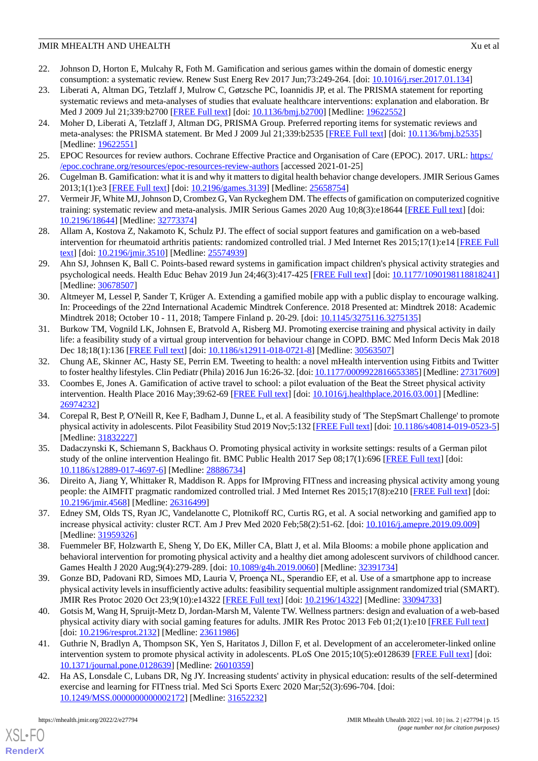22. Johnson D, Horton E, Mulcahy R, Foth M. Gamification and serious games within the domain of domestic energy consumption: a systematic review. Renew Sust Energ Rev 2017 Jun;73:249-264. [doi: 10.1016/j.rser.2017.01.134]
23. Liberati A, Altman DG, Tetzlaff J, Mulrow C, Gøtzsche PC, Ioannidis JP, et al. The PRISMA statement for reporting systematic reviews and meta-analyses of studies that evaluate healthcare interventions: explanation and elaboration. Br Med J 2009 Jul 21;339:b2700 [FREE Full text] [doi: 10.1136/bmj.b2700] [Medline: 19622552]
24. Moher D, Liberati A, Tetzlaff J, Altman DG, PRISMA Group. Preferred reporting items for systematic reviews and meta-analyses: the PRISMA statement. Br Med J 2009 Jul 21;339:b2535 [FREE Full text] [doi: 10.1136/bmj.b2535] [Medline: 19622551]
25. EPOC Resources for review authors. Cochrane Effective Practice and Organisation of Care (EPOC). 2017. URL: https://epoc.cochrane.org/resources/epoc-resources-review-authors [accessed 2021-01-25]
26. Cugelman B. Gamification: what it is and why it matters to digital health behavior change developers. JMIR Serious Games 2013;1(1):e3 [FREE Full text] [doi: 10.2196/games.3139] [Medline: 25658754]
27. Vermeir JF, White MJ, Johnson D, Crombez G, Van Ryckeghem DM. The effects of gamification on computerized cognitive training: systematic review and meta-analysis. JMIR Serious Games 2020 Aug 10;8(3):e18644 [FREE Full text] [doi: 10.2196/18644] [Medline: 32773374]
28. Allam A, Kostova Z, Nakamoto K, Schulz PJ. The effect of social support features and gamification on a web-based intervention for rheumatoid arthritis patients: randomized controlled trial. J Med Internet Res 2015;17(1):e14 [FREE Full text] [doi: 10.2196/jmir.3510] [Medline: 25574939]
29. Ahn SJ, Johnsen K, Ball C. Points-based reward systems in gamification impact children's physical activity strategies and psychological needs. Health Educ Behav 2019 Jun 24;46(3):417-425 [FREE Full text] [doi: 10.1177/1090198118818241] [Medline: 30678507]
30. Altmeyer M, Lessel P, Sander T, Krüger A. Extending a gamified mobile app with a public display to encourage walking. In: Proceedings of the 22nd International Academic Mindtrek Conference. 2018 Presented at: Mindtrek 2018: Academic Mindtrek 2018; October 10 - 11, 2018; Tampere Finland p. 20-29. [doi: 10.1145/3275116.3275135]
31. Burkow TM, Vognild LK, Johnsen E, Bratvold A, Risberg MJ. Promoting exercise training and physical activity in daily life: a feasibility study of a virtual group intervention for behaviour change in COPD. BMC Med Inform Decis Mak 2018 Dec 18;18(1):136 [FREE Full text] [doi: 10.1186/s12911-018-0721-8] [Medline: 30563507]
32. Chung AE, Skinner AC, Hasty SE, Perrin EM. Tweeting to health: a novel mHealth intervention using Fitbits and Twitter to foster healthy lifestyles. Clin Pediatr (Phila) 2016 Jun 16:26-32. [doi: 10.1177/0009922816653385] [Medline: 27317609]
33. Coombes E, Jones A. Gamification of active travel to school: a pilot evaluation of the Beat the Street physical activity intervention. Health Place 2016 May;39:62-69 [FREE Full text] [doi: 10.1016/j.healthplace.2016.03.001] [Medline: 26974232]
34. Corepal R, Best P, O'Neill R, Kee F, Badham J, Dunne L, et al. A feasibility study of 'The StepSmart Challenge' to promote physical activity in adolescents. Pilot Feasibility Stud 2019 Nov;5:132 [FREE Full text] [doi: 10.1186/s40814-019-0523-5] [Medline: 31832227]
35. Dadaczynski K, Schiemann S, Backhaus O. Promoting physical activity in worksite settings: results of a German pilot study of the online intervention Healingo fit. BMC Public Health 2017 Sep 08;17(1):696 [FREE Full text] [doi: 10.1186/s12889-017-4697-6] [Medline: 28886734]
36. Direito A, Jiang Y, Whittaker R, Maddison R. Apps for IMproving FITness and increasing physical activity among young people: the AIMFIT pragmatic randomized controlled trial. J Med Internet Res 2015;17(8):e210 [FREE Full text] [doi: 10.2196/jmir.4568] [Medline: 26316499]
37. Edney SM, Olds TS, Ryan JC, Vandelanotte C, Plotnikoff RC, Curtis RG, et al. A social networking and gamified app to increase physical activity: cluster RCT. Am J Prev Med 2020 Feb;58(2):51-62. [doi: 10.1016/j.amepre.2019.09.009] [Medline: 31959326]
38. Fuemmeler BF, Holzwarth E, Sheng Y, Do EK, Miller CA, Blatt J, et al. Mila Blooms: a mobile phone application and behavioral intervention for promoting physical activity and a healthy diet among adolescent survivors of childhood cancer. Games Health J 2020 Aug;9(4):279-289. [doi: 10.1089/g4h.2019.0060] [Medline: 32391734]
39. Gonze BD, Padovani RD, Simoes MD, Lauria V, Proença NL, Sperandio EF, et al. Use of a smartphone app to increase physical activity levels in insufficiently active adults: feasibility sequential multiple assignment randomized trial (SMART). JMIR Res Protoc 2020 Oct 23;9(10):e14322 [FREE Full text] [doi: 10.2196/14322] [Medline: 33094733]
40. Gotsis M, Wang H, Spruijt-Metz D, Jordan-Marsh M, Valente TW. Wellness partners: design and evaluation of a web-based physical activity diary with social gaming features for adults. JMIR Res Protoc 2013 Feb 01;2(1):e10 [FREE Full text] [doi: 10.2196/resprot.2132] [Medline: 23611986]
41. Guthrie N, Bradlyn A, Thompson SK, Yen S, Haritatos J, Dillon F, et al. Development of an accelerometer-linked online intervention system to promote physical activity in adolescents. PLoS One 2015;10(5):e0128639 [FREE Full text] [doi: 10.1371/journal.pone.0128639] [Medline: 26010359]
42. Ha AS, Lonsdale C, Lubans DR, Ng JY. Increasing students' activity in physical education: results of the self-determined exercise and learning for FITness trial. Med Sci Sports Exerc 2020 Mar;52(3):696-704. [doi: 10.1249/MSS.0000000000002172] [Medline: 31652232]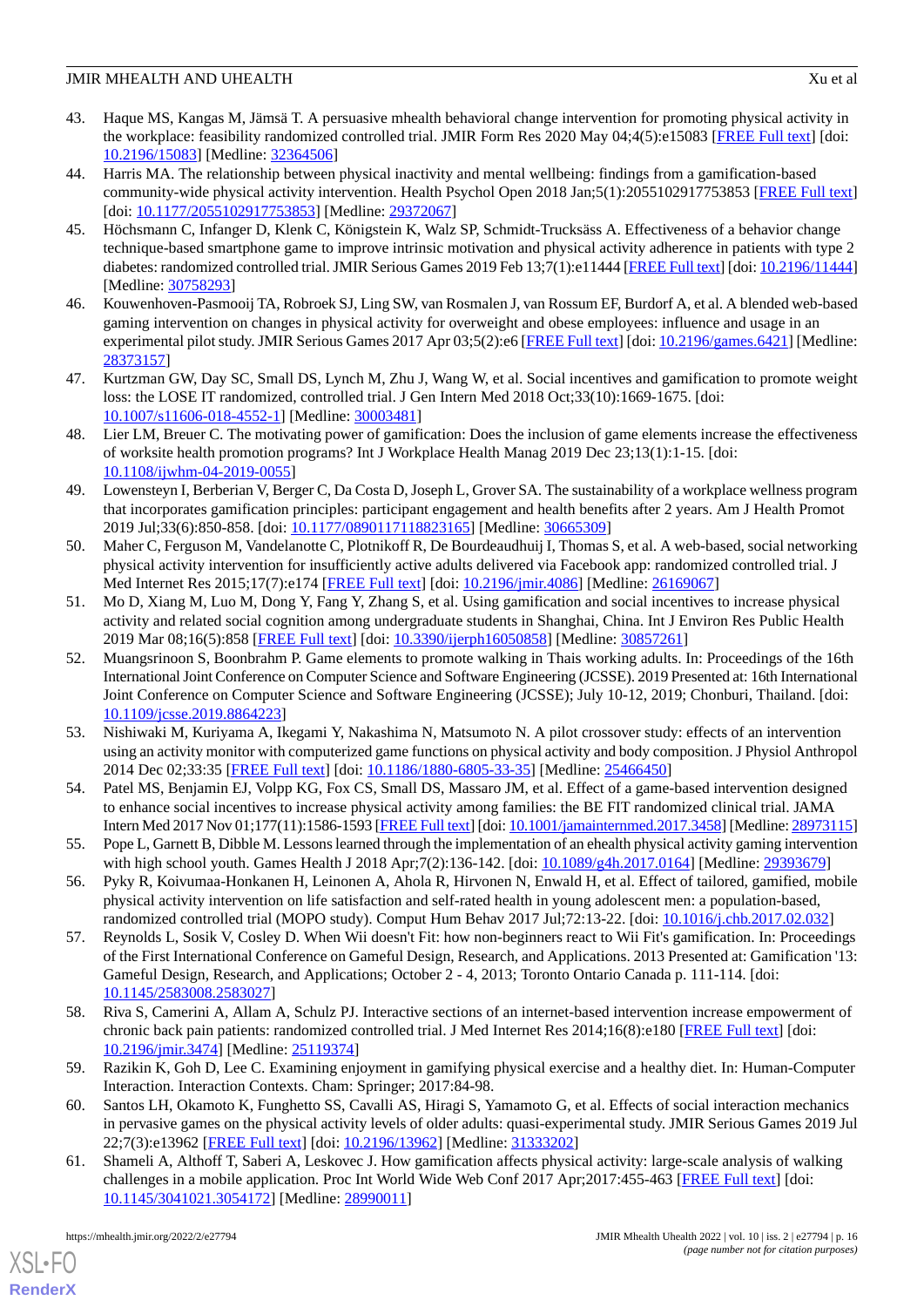43. Haque MS, Kangas M, Jämsä T. A persuasive mhealth behavioral change intervention for promoting physical activity in the workplace: feasibility randomized controlled trial. JMIR Form Res 2020 May 04;4(5):e15083 [FREE Full text] [doi: 10.2196/15083] [Medline: 32364506]
44. Harris MA. The relationship between physical inactivity and mental wellbeing: findings from a gamification-based community-wide physical activity intervention. Health Psychol Open 2018 Jan;5(1):2055102917753853 [FREE Full text] [doi: 10.1177/2055102917753853] [Medline: 29372067]
45. Höchsmann C, Infanger D, Klenk C, Königstein K, Walz SP, Schmidt-Trucksäss A. Effectiveness of a behavior change technique-based smartphone game to improve intrinsic motivation and physical activity adherence in patients with type 2 diabetes: randomized controlled trial. JMIR Serious Games 2019 Feb 13;7(1):e11444 [FREE Full text] [doi: 10.2196/11444] [Medline: 30758293]
46. Kouwenhoven-Pasmooij TA, Robroek SJ, Ling SW, van Rosmalen J, van Rossum EF, Burdorf A, et al. A blended web-based gaming intervention on changes in physical activity for overweight and obese employees: influence and usage in an experimental pilot study. JMIR Serious Games 2017 Apr 03;5(2):e6 [FREE Full text] [doi: 10.2196/games.6421] [Medline: 28373157]
47. Kurtzman GW, Day SC, Small DS, Lynch M, Zhu J, Wang W, et al. Social incentives and gamification to promote weight loss: the LOSE IT randomized, controlled trial. J Gen Intern Med 2018 Oct;33(10):1669-1675. [doi: 10.1007/s11606-018-4552-1] [Medline: 30003481]
48. Lier LM, Breuer C. The motivating power of gamification: Does the inclusion of game elements increase the effectiveness of worksite health promotion programs? Int J Workplace Health Manag 2019 Dec 23;13(1):1-15. [doi: 10.1108/ijwhm-04-2019-0055]
49. Lowensteyn I, Berberian V, Berger C, Da Costa D, Joseph L, Grover SA. The sustainability of a workplace wellness program that incorporates gamification principles: participant engagement and health benefits after 2 years. Am J Health Promot 2019 Jul;33(6):850-858. [doi: 10.1177/0890117118823165] [Medline: 30665309]
50. Maher C, Ferguson M, Vandelanotte C, Plotnikoff R, De Bourdeaudhuij I, Thomas S, et al. A web-based, social networking physical activity intervention for insufficiently active adults delivered via Facebook app: randomized controlled trial. J Med Internet Res 2015;17(7):e174 [FREE Full text] [doi: 10.2196/jmir.4086] [Medline: 26169067]
51. Mo D, Xiang M, Luo M, Dong Y, Fang Y, Zhang S, et al. Using gamification and social incentives to increase physical activity and related social cognition among undergraduate students in Shanghai, China. Int J Environ Res Public Health 2019 Mar 08;16(5):858 [FREE Full text] [doi: 10.3390/ijerph16050858] [Medline: 30857261]
52. Muangsrinoon S, Boonbrahm P. Game elements to promote walking in Thais working adults. In: Proceedings of the 16th International Joint Conference on Computer Science and Software Engineering (JCSSE). 2019 Presented at: 16th International Joint Conference on Computer Science and Software Engineering (JCSSE); July 10-12, 2019; Chonburi, Thailand. [doi: 10.1109/jcsse.2019.8864223]
53. Nishiwaki M, Kuriyama A, Ikegami Y, Nakashima N, Matsumoto N. A pilot crossover study: effects of an intervention using an activity monitor with computerized game functions on physical activity and body composition. J Physiol Anthropol 2014 Dec 02;33:35 [FREE Full text] [doi: 10.1186/1880-6805-33-35] [Medline: 25466450]
54. Patel MS, Benjamin EJ, Volpp KG, Fox CS, Small DS, Massaro JM, et al. Effect of a game-based intervention designed to enhance social incentives to increase physical activity among families: the BE FIT randomized clinical trial. JAMA Intern Med 2017 Nov 01;177(11):1586-1593 [FREE Full text] [doi: 10.1001/jamainternmed.2017.3458] [Medline: 28973115]
55. Pope L, Garnett B, Dibble M. Lessons learned through the implementation of an ehealth physical activity gaming intervention with high school youth. Games Health J 2018 Apr;7(2):136-142. [doi: 10.1089/g4h.2017.0164] [Medline: 29393679]
56. Pyky R, Koivumaa-Honkanen H, Leinonen A, Ahola R, Hirvonen N, Enwald H, et al. Effect of tailored, gamified, mobile physical activity intervention on life satisfaction and self-rated health in young adolescent men: a population-based, randomized controlled trial (MOPO study). Comput Hum Behav 2017 Jul;72:13-22. [doi: 10.1016/j.chb.2017.02.032]
57. Reynolds L, Sosik V, Cosley D. When Wii doesn't Fit: how non-beginners react to Wii Fit's gamification. In: Proceedings of the First International Conference on Gameful Design, Research, and Applications. 2013 Presented at: Gamification '13: Gameful Design, Research, and Applications; October 2 - 4, 2013; Toronto Ontario Canada p. 111-114. [doi: 10.1145/2583008.2583027]
58. Riva S, Camerini A, Allam A, Schulz PJ. Interactive sections of an internet-based intervention increase empowerment of chronic back pain patients: randomized controlled trial. J Med Internet Res 2014;16(8):e180 [FREE Full text] [doi: 10.2196/jmir.3474] [Medline: 25119374]
59. Razikin K, Goh D, Lee C. Examining enjoyment in gamifying physical exercise and a healthy diet. In: Human-Computer Interaction. Interaction Contexts. Cham: Springer; 2017:84-98.
60. Santos LH, Okamoto K, Funghetto SS, Cavalli AS, Hiragi S, Yamamoto G, et al. Effects of social interaction mechanics in pervasive games on the physical activity levels of older adults: quasi-experimental study. JMIR Serious Games 2019 Jul 22;7(3):e13962 [FREE Full text] [doi: 10.2196/13962] [Medline: 31333202]
61. Shameli A, Althoff T, Saberi A, Leskovec J. How gamification affects physical activity: large-scale analysis of walking challenges in a mobile application. Proc Int World Wide Web Conf 2017 Apr;2017:455-463 [FREE Full text] [doi: 10.1145/3041021.3054172] [Medline: 28990011]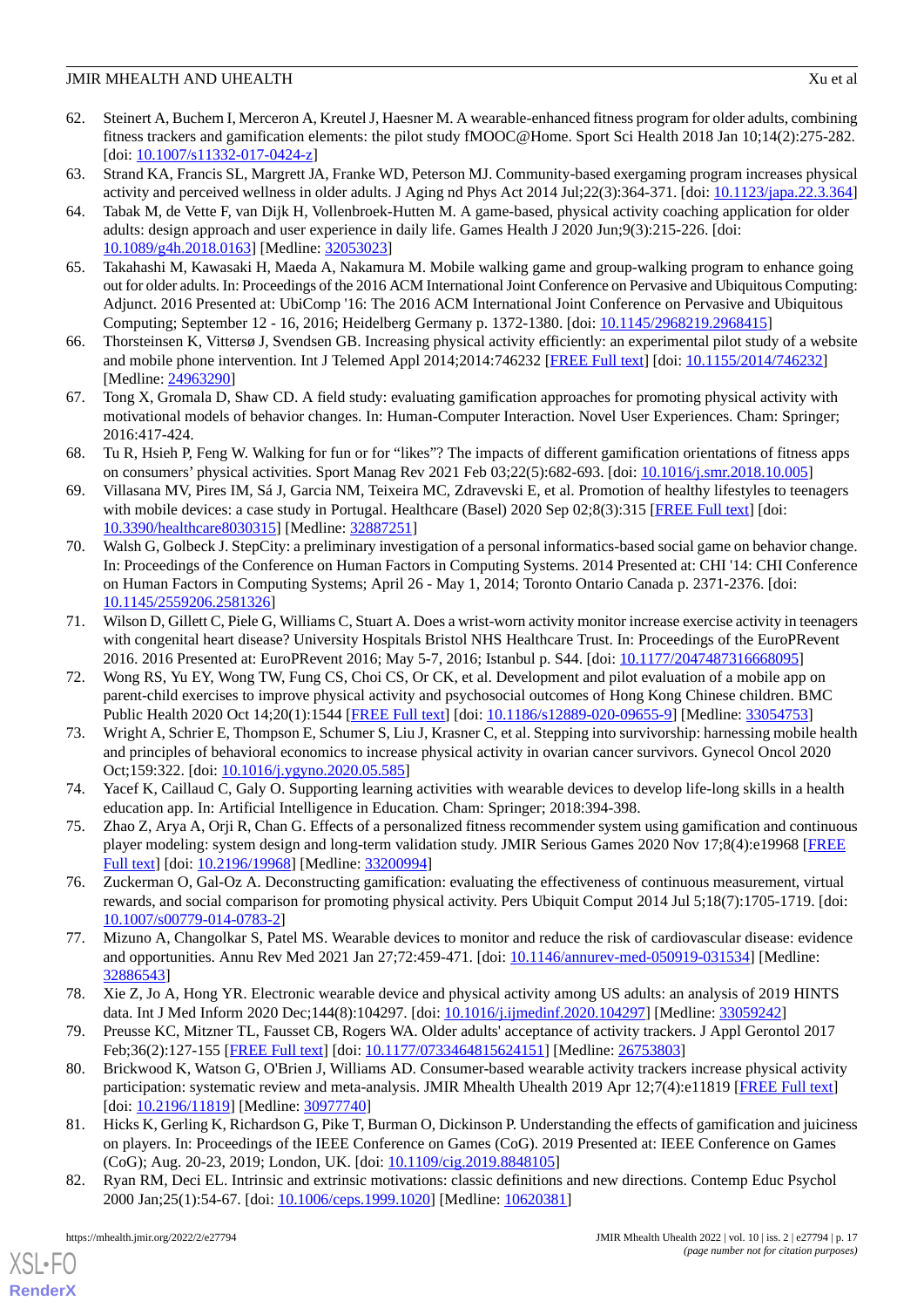62. Steinert A, Buchem I, Merceron A, Kreutel J, Haesner M. A wearable-enhanced fitness program for older adults, combining fitness trackers and gamification elements: the pilot study fMOOC@Home. Sport Sci Health 2018 Jan 10;14(2):275-282. [doi: 10.1007/s11332-017-0424-z]
63. Strand KA, Francis SL, Margrett JA, Franke WD, Peterson MJ. Community-based exergaming program increases physical activity and perceived wellness in older adults. J Aging nd Phys Act 2014 Jul;22(3):364-371. [doi: 10.1123/japa.22.3.364]
64. Tabak M, de Vette F, van Dijk H, Vollenbroek-Hutten M. A game-based, physical activity coaching application for older adults: design approach and user experience in daily life. Games Health J 2020 Jun;9(3):215-226. [doi: 10.1089/g4h.2018.0163] [Medline: 32053023]
65. Takahashi M, Kawasaki H, Maeda A, Nakamura M. Mobile walking game and group-walking program to enhance going out for older adults. In: Proceedings of the 2016 ACM International Joint Conference on Pervasive and Ubiquitous Computing: Adjunct. 2016 Presented at: UbiComp '16: The 2016 ACM International Joint Conference on Pervasive and Ubiquitous Computing; September 12 - 16, 2016; Heidelberg Germany p. 1372-1380. [doi: 10.1145/2968219.2968415]
66. Thorsteinsen K, Vittersø J, Svendsen GB. Increasing physical activity efficiently: an experimental pilot study of a website and mobile phone intervention. Int J Telemed Appl 2014;2014:746232 [FREE Full text] [doi: 10.1155/2014/746232] [Medline: 24963290]
67. Tong X, Gromala D, Shaw CD. A field study: evaluating gamification approaches for promoting physical activity with motivational models of behavior changes. In: Human-Computer Interaction. Novel User Experiences. Cham: Springer; 2016:417-424.
68. Tu R, Hsieh P, Feng W. Walking for fun or for "likes"? The impacts of different gamification orientations of fitness apps on consumers' physical activities. Sport Manag Rev 2021 Feb 03;22(5):682-693. [doi: 10.1016/j.smr.2018.10.005]
69. Villasana MV, Pires IM, Sá J, Garcia NM, Teixeira MC, Zdravevski E, et al. Promotion of healthy lifestyles to teenagers with mobile devices: a case study in Portugal. Healthcare (Basel) 2020 Sep 02;8(3):315 [FREE Full text] [doi: 10.3390/healthcare8030315] [Medline: 32887251]
70. Walsh G, Golbeck J. StepCity: a preliminary investigation of a personal informatics-based social game on behavior change. In: Proceedings of the Conference on Human Factors in Computing Systems. 2014 Presented at: CHI '14: CHI Conference on Human Factors in Computing Systems; April 26 - May 1, 2014; Toronto Ontario Canada p. 2371-2376. [doi: 10.1145/2559206.2581326]
71. Wilson D, Gillett C, Piele G, Williams C, Stuart A. Does a wrist-worn activity monitor increase exercise activity in teenagers with congenital heart disease? University Hospitals Bristol NHS Healthcare Trust. In: Proceedings of the EuroPRevent 2016. 2016 Presented at: EuroPRevent 2016; May 5-7, 2016; Istanbul p. S44. [doi: 10.1177/2047487316668095]
72. Wong RS, Yu EY, Wong TW, Fung CS, Choi CS, Or CK, et al. Development and pilot evaluation of a mobile app on parent-child exercises to improve physical activity and psychosocial outcomes of Hong Kong Chinese children. BMC Public Health 2020 Oct 14;20(1):1544 [FREE Full text] [doi: 10.1186/s12889-020-09655-9] [Medline: 33054753]
73. Wright A, Schrier E, Thompson E, Schumer S, Liu J, Krasner C, et al. Stepping into survivorship: harnessing mobile health and principles of behavioral economics to increase physical activity in ovarian cancer survivors. Gynecol Oncol 2020 Oct;159:322. [doi: 10.1016/j.ygyno.2020.05.585]
74. Yacef K, Caillaud C, Galy O. Supporting learning activities with wearable devices to develop life-long skills in a health education app. In: Artificial Intelligence in Education. Cham: Springer; 2018:394-398.
75. Zhao Z, Arya A, Orji R, Chan G. Effects of a personalized fitness recommender system using gamification and continuous player modeling: system design and long-term validation study. JMIR Serious Games 2020 Nov 17;8(4):e19968 [FREE Full text] [doi: 10.2196/19968] [Medline: 33200994]
76. Zuckerman O, Gal-Oz A. Deconstructing gamification: evaluating the effectiveness of continuous measurement, virtual rewards, and social comparison for promoting physical activity. Pers Ubiquit Comput 2014 Jul 5;18(7):1705-1719. [doi: 10.1007/s00779-014-0783-2]
77. Mizuno A, Changolkar S, Patel MS. Wearable devices to monitor and reduce the risk of cardiovascular disease: evidence and opportunities. Annu Rev Med 2021 Jan 27;72:459-471. [doi: 10.1146/annurev-med-050919-031534] [Medline: 32886543]
78. Xie Z, Jo A, Hong YR. Electronic wearable device and physical activity among US adults: an analysis of 2019 HINTS data. Int J Med Inform 2020 Dec;144(8):104297. [doi: 10.1016/j.ijmedinf.2020.104297] [Medline: 33059242]
79. Preusse KC, Mitzner TL, Fausset CB, Rogers WA. Older adults' acceptance of activity trackers. J Appl Gerontol 2017 Feb;36(2):127-155 [FREE Full text] [doi: 10.1177/0733464815624151] [Medline: 26753803]
80. Brickwood K, Watson G, O'Brien J, Williams AD. Consumer-based wearable activity trackers increase physical activity participation: systematic review and meta-analysis. JMIR Mhealth Uhealth 2019 Apr 12;7(4):e11819 [FREE Full text] [doi: 10.2196/11819] [Medline: 30977740]
81. Hicks K, Gerling K, Richardson G, Pike T, Burman O, Dickinson P. Understanding the effects of gamification and juiciness on players. In: Proceedings of the IEEE Conference on Games (CoG). 2019 Presented at: IEEE Conference on Games (CoG); Aug. 20-23, 2019; London, UK. [doi: 10.1109/cig.2019.8848105]
82. Ryan RM, Deci EL. Intrinsic and extrinsic motivations: classic definitions and new directions. Contemp Educ Psychol 2000 Jan;25(1):54-67. [doi: 10.1006/ceps.1999.1020] [Medline: 10620381]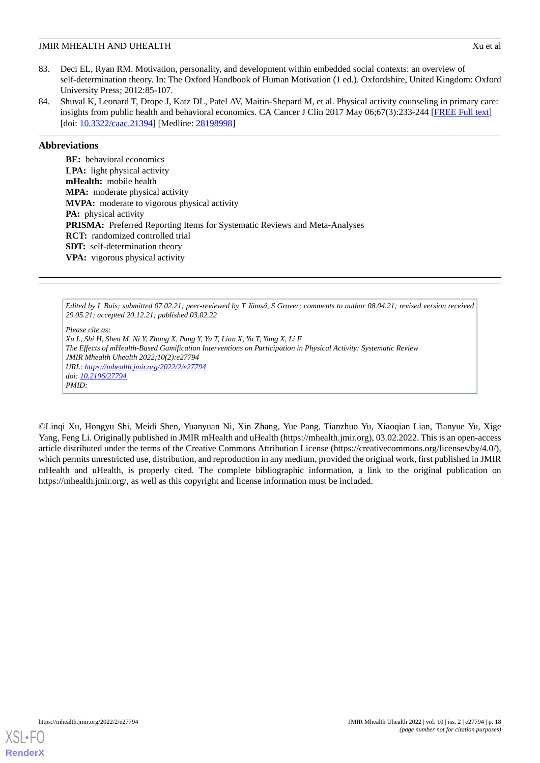83. Deci EL, Ryan RM. Motivation, personality, and development within embedded social contexts: an overview of self-determination theory. In: The Oxford Handbook of Human Motivation (1 ed.). Oxfordshire, United Kingdom: Oxford University Press; 2012:85-107.
84. Shuval K, Leonard T, Drope J, Katz DL, Patel AV, Maitin-Shepard M, et al. Physical activity counseling in primary care: insights from public health and behavioral economics. CA Cancer J Clin 2017 May 06;67(3):233-244 [FREE Full text] [doi: 10.3322/caac.21394] [Medline: 28198998]

## Abbreviations

**BE:** behavioral economics
**LPA:** light physical activity
**mHealth:** mobile health
**MPA:** moderate physical activity
**MVPA:** moderate to vigorous physical activity
**PA:** physical activity
**PRISMA:** Preferred Reporting Items for Systematic Reviews and Meta-Analyses
**RCT:** randomized controlled trial
**SDT:** self-determination theory
**VPA:** vigorous physical activity

*Edited by L Buis; submitted 07.02.21; peer-reviewed by T Jämsä, S Grover; comments to author 08.04.21; revised version received 29.05.21; accepted 20.12.21; published 03.02.22*

*Please cite as:*
*Xu L, Shi H, Shen M, Ni Y, Zhang X, Pang Y, Yu T, Lian X, Yu T, Yang X, Li F*
*The Effects of mHealth-Based Gamification Interventions on Participation in Physical Activity: Systematic Review*
*JMIR Mhealth Uhealth 2022;10(2):e27794*
*URL: https://mhealth.jmir.org/2022/2/e27794*
*doi: 10.2196/27794*
*PMID:*

©Linqi Xu, Hongyu Shi, Meidi Shen, Yuanyuan Ni, Xin Zhang, Yue Pang, Tianzhuo Yu, Xiaoqian Lian, Tianyue Yu, Xige Yang, Feng Li. Originally published in JMIR mHealth and uHealth (https://mhealth.jmir.org), 03.02.2022. This is an open-access article distributed under the terms of the Creative Commons Attribution License (https://creativecommons.org/licenses/by/4.0/), which permits unrestricted use, distribution, and reproduction in any medium, provided the original work, first published in JMIR mHealth and uHealth, is properly cited. The complete bibliographic information, a link to the original publication on https://mhealth.jmir.org/, as well as this copyright and license information must be included.